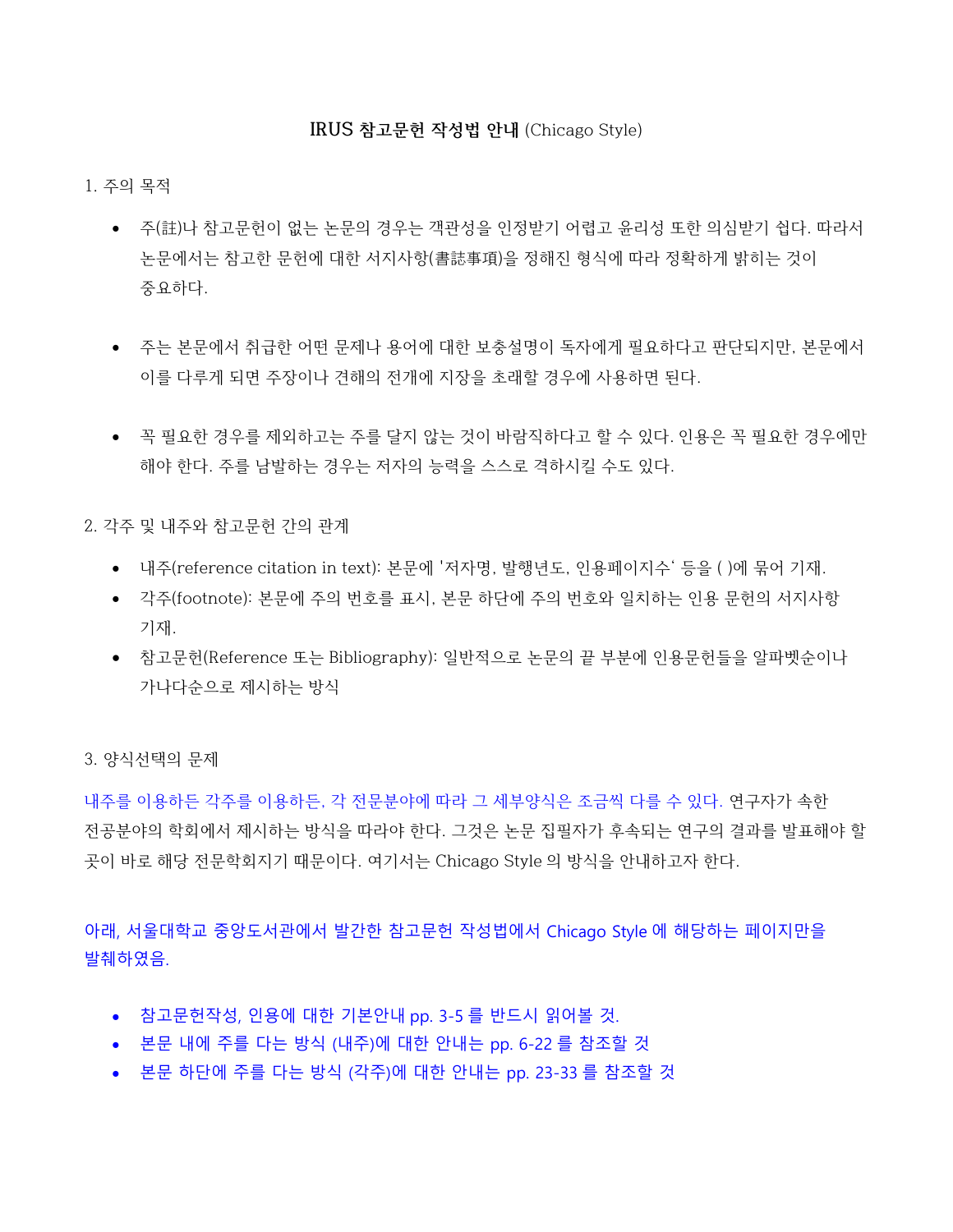# IRUS 참고문헌 작성법 안내 (Chicago Style)

1. 주의 목적

- 주(註)나 참고문헌이 없는 논문의 경우는 객관성을 인정받기 어렵고 윤리성 또한 의심받기 쉽다. 따라서 논문에서는 참고한 문헌에 대한 서지사항(書誌事項)을 정해진 형식에 따라 정확하게 밝히는 것이 중요하다.

- 주는 본문에서 취급한 어떤 문제나 용어에 대한 보충설명이 독자에게 필요하다고 판단되지만, 본문에서 이를 다루게 되면 주장이나 견해의 전개에 지장을 초래할 경우에 사용하면 된다.

- 꼭 필요한 경우를 제외하고는 주를 달지 않는 것이 바람직하다고 할 수 있다. 인용은 꼭 필요한 경우에만 해야 한다. 주를 남발하는 경우는 저자의 능력을 스스로 격하시킬 수도 있다.

2. 각주 및 내주와 참고문헌 간의 관계

- 내주(reference citation in text): 본문에 '저자명, 발행년도, 인용페이지수' 등을 ( )에 묶어 기재.
- 각주(footnote): 본문에 주의 번호를 표시, 본문 하단에 주의 번호와 일치하는 인용 문헌의 서지사항 기재.
- 참고문헌(Reference 또는 Bibliography): 일반적으로 논문의 끝 부분에 인용문헌들을 알파벳순이나 가나다순으로 제시하는 방식

3. 양식선택의 문제

내주를 이용하든 각주를 이용하든, 각 전문분야에 따라 그 세부양식은 조금씩 다를 수 있다. 연구자가 속한 전공분야의 학회에서 제시하는 방식을 따라야 한다. 그것은 논문 집필자가 후속되는 연구의 결과를 발표해야 할 곳이 바로 해당 전문학회지기 때문이다. 여기서는 Chicago Style 의 방식을 안내하고자 한다.

아래, 서울대학교 중앙도서관에서 발간한 참고문헌 작성법에서 Chicago Style 에 해당하는 페이지만을 발췌하였음.

- 참고문헌작성, 인용에 대한 기본안내 pp. 3-5 를 반드시 읽어볼 것.
- 본문 내에 주를 다는 방식 (내주)에 대한 안내는 pp. 6-22 를 참조할 것
- 본문 하단에 주를 다는 방식 (각주)에 대한 안내는 pp. 23-33 를 참조할 것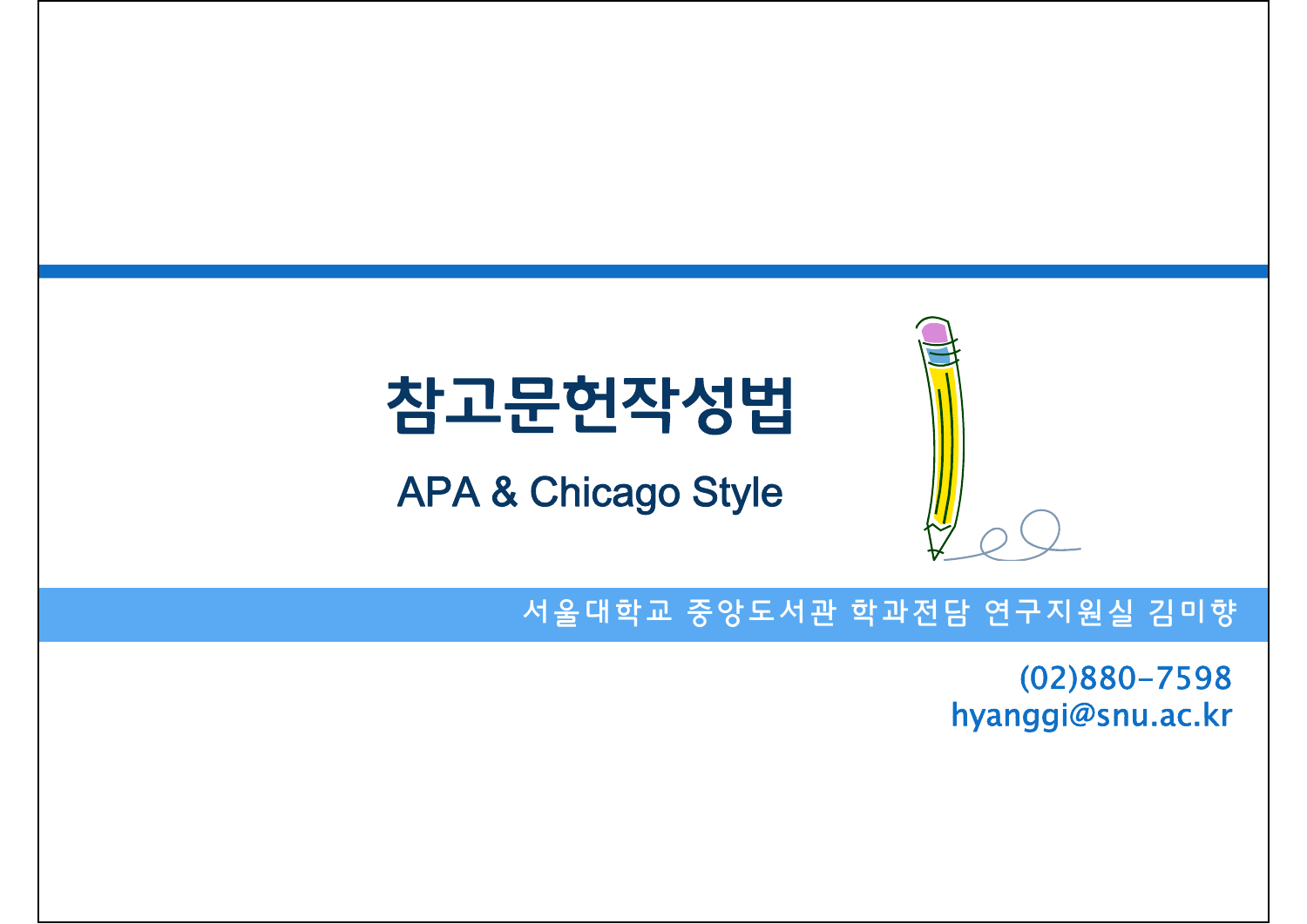# 참고문헌작성법

## APA & Chicago Style

서울대학교 중앙도서관 학과전담 연구지원실 김미향

(02)880-7598
hyanggi@snu.ac.kr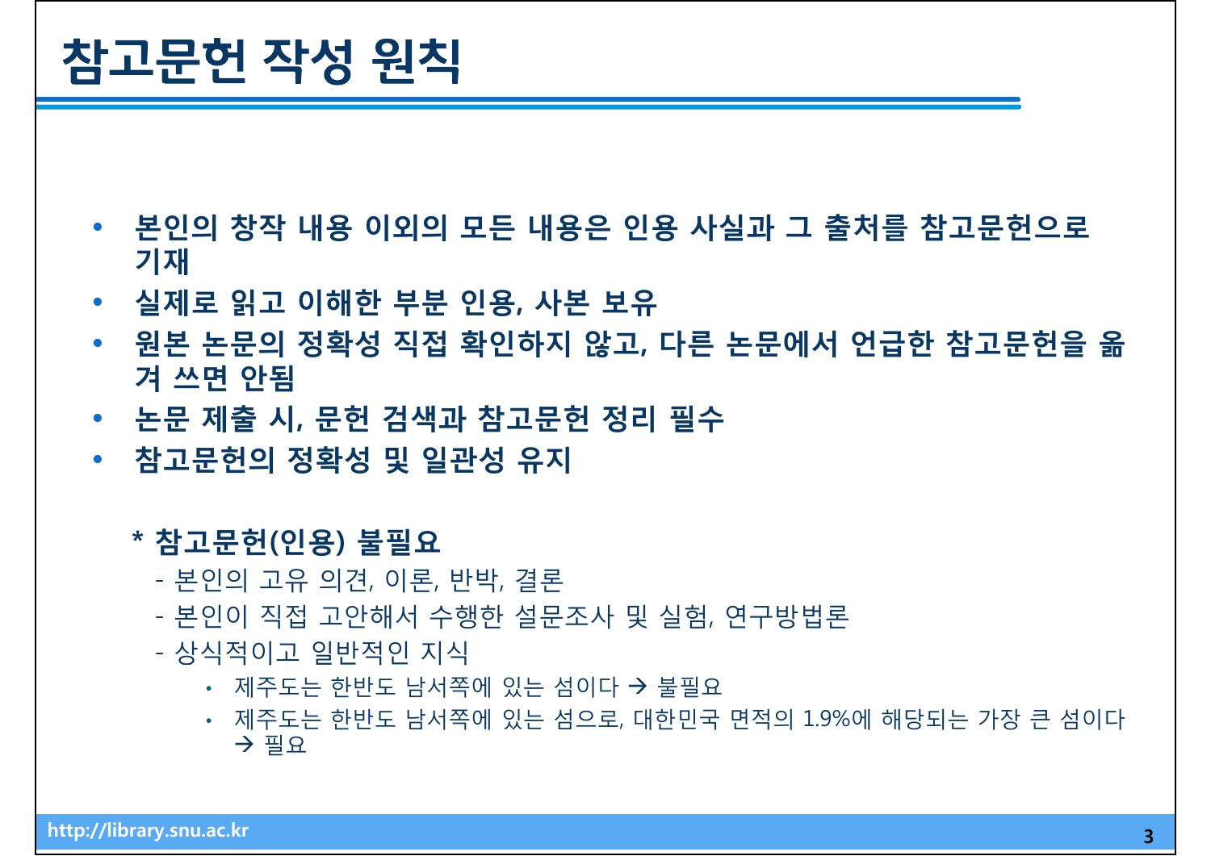# 참고문헌 작성 원칙

- **본인의 창작 내용 이외의 모든 내용은 인용 사실과 그 출처를 참고문헌으로 기재**
- **실제로 읽고 이해한 부분 인용, 사본 보유**
- **원본 논문의 정확성 직접 확인하지 않고, 다른 논문에서 언급한 참고문헌을 옮겨 쓰면 안됨**
- **논문 제출 시, 문헌 검색과 참고문헌 정리 필수**
- **참고문헌의 정확성 및 일관성 유지**

**\* 참고문헌(인용) 불필요**

- 본인의 고유 의견, 이론, 반박, 결론
- 본인이 직접 고안해서 수행한 설문조사 및 실험, 연구방법론
- 상식적이고 일반적인 지식
  - 제주도는 한반도 남서쪽에 있는 섬이다 → 불필요
  - 제주도는 한반도 남서쪽에 있는 섬으로, 대한민국 면적의 1.9%에 해당되는 가장 큰 섬이다 → 필요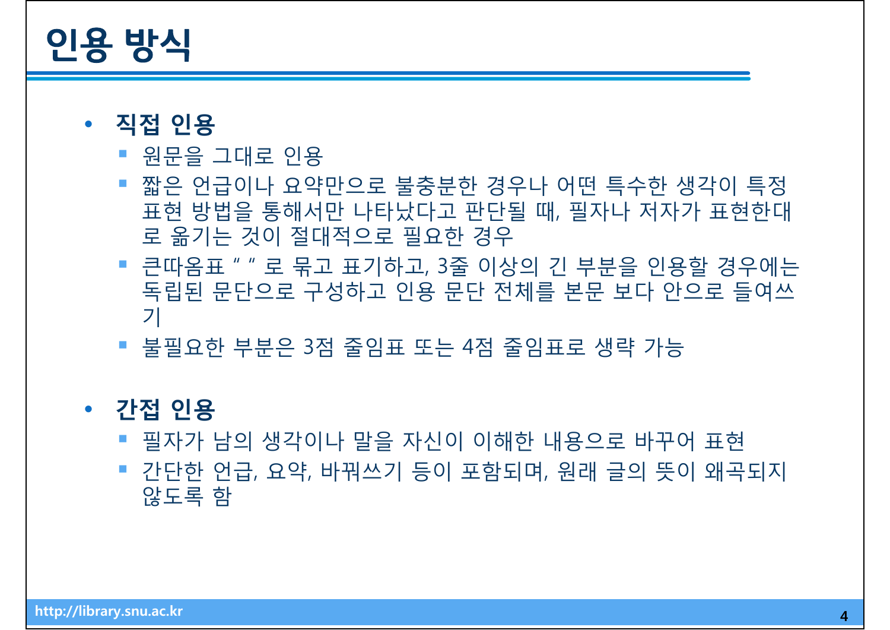# 인용 방식

- **직접 인용**
  - 원문을 그대로 인용
  - 짧은 언급이나 요약만으로 불충분한 경우나 어떤 특수한 생각이 특정 표현 방법을 통해서만 나타났다고 판단될 때, 필자나 저자가 표현한대로 옮기는 것이 절대적으로 필요한 경우
  - 큰따옴표 " " 로 묶고 표기하고, 3줄 이상의 긴 부분을 인용할 경우에는 독립된 문단으로 구성하고 인용 문단 전체를 본문 보다 안으로 들여쓰기
  - 불필요한 부분은 3점 줄임표 또는 4점 줄임표로 생략 가능

- **간접 인용**
  - 필자가 남의 생각이나 말을 자신이 이해한 내용으로 바꾸어 표현
  - 간단한 언급, 요약, 바꿔쓰기 등이 포함되며, 원래 글의 뜻이 왜곡되지 않도록 함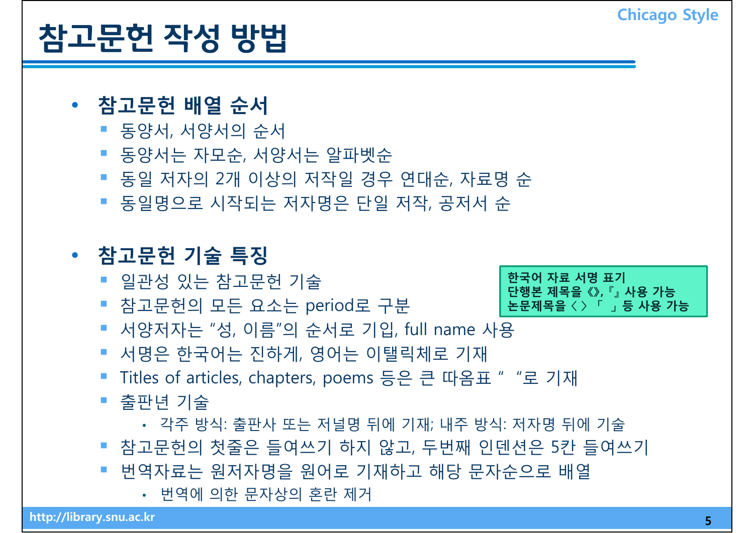# 참고문헌 작성 방법

Chicago Style

- **참고문헌 배열 순서**
  - 동양서, 서양서의 순서
  - 동양서는 자모순, 서양서는 알파벳순
  - 동일 저자의 2개 이상의 저작일 경우 연대순, 자료명 순
  - 동일명으로 시작되는 저자명은 단일 저작, 공저서 순

- **참고문헌 기술 특징**
  - 일관성 있는 참고문헌 기술
  - 참고문헌의 모든 요소는 period로 구분
  - 서양저자는 "성, 이름"의 순서로 기입, full name 사용
  - 서명은 한국어는 진하게, 영어는 이탤릭체로 기재
  - Titles of articles, chapters, poems 등은 큰 따옴표 " "로 기재
  - 출판년 기술
    - 각주 방식: 출판사 또는 저널명 뒤에 기재; 내주 방식: 저자명 뒤에 기술
  - 참고문헌의 첫줄은 들여쓰기 하지 않고, 두번째 인덴션은 5칸 들여쓰기
  - 번역자료는 원저자명을 원어로 기재하고 해당 문자순으로 배열
    - 번역에 의한 문자상의 혼란 제거

**한국어 자료 서명 표기**
**단행본 제목을《》,『』사용 가능**
**논문제목을〈〉「 」등 사용 가능**

http://library.snu.ac.kr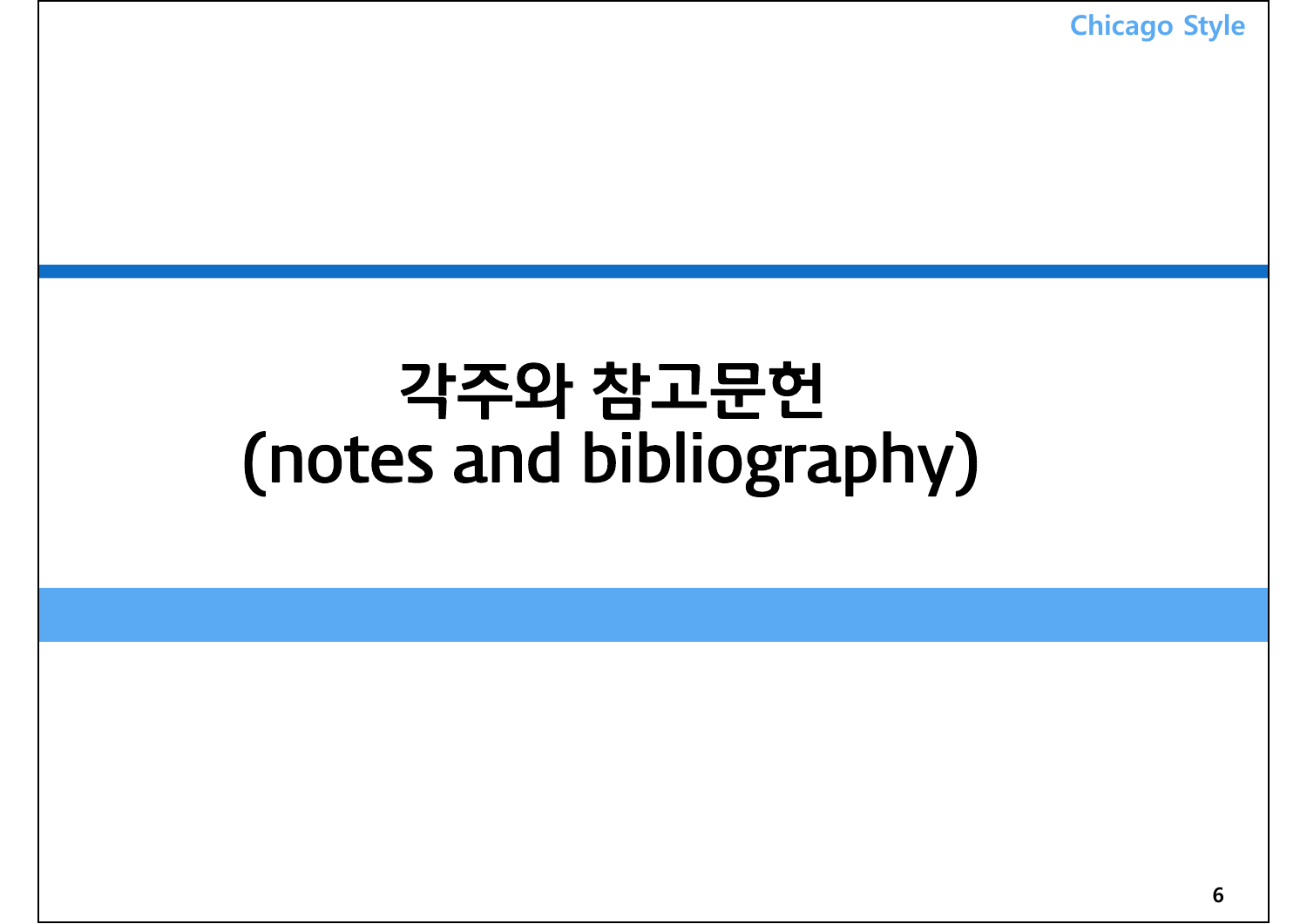# 각주와 참고문헌 (notes and bibliography)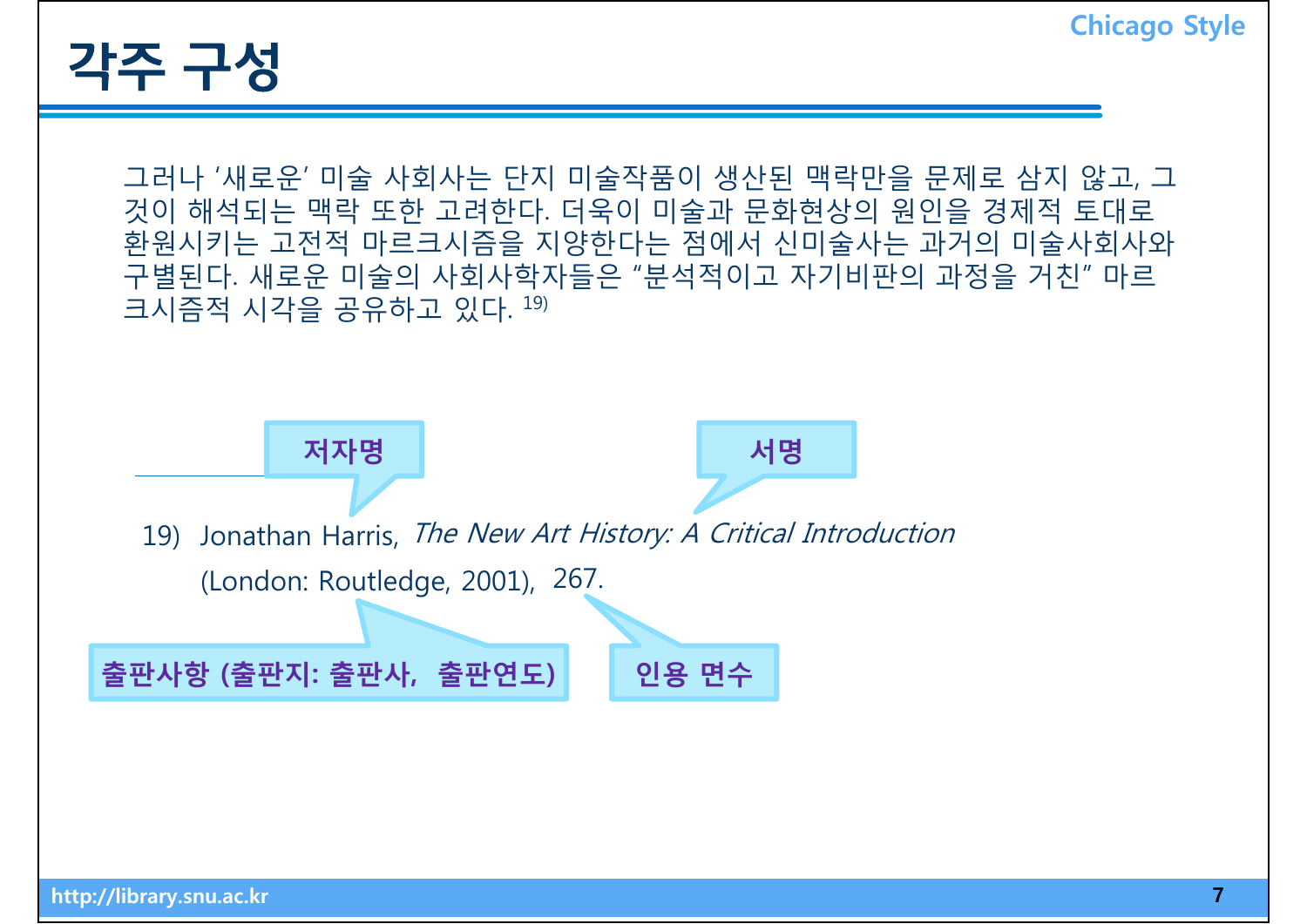# 각주 구성

그러나 '새로운' 미술 사회사는 단지 미술작품이 생산된 맥락만을 문제로 삼지 않고, 그것이 해석되는 맥락 또한 고려한다. 더욱이 미술과 문화현상의 원인을 경제적 토대로 환원시키는 고전적 마르크시즘을 지양한다는 점에서 신미술사는 과거의 미술사회사와 구별된다. 새로운 미술의 사회사학자들은 "분석적이고 자기비판의 과정을 거친" 마르크시즘적 시각을 공유하고 있다. 19)

저자명

서명

19) Jonathan Harris, *The New Art History: A Critical Introduction* (London: Routledge, 2001), 267.

출판사항 (출판지: 출판사, 출판연도)

인용 면수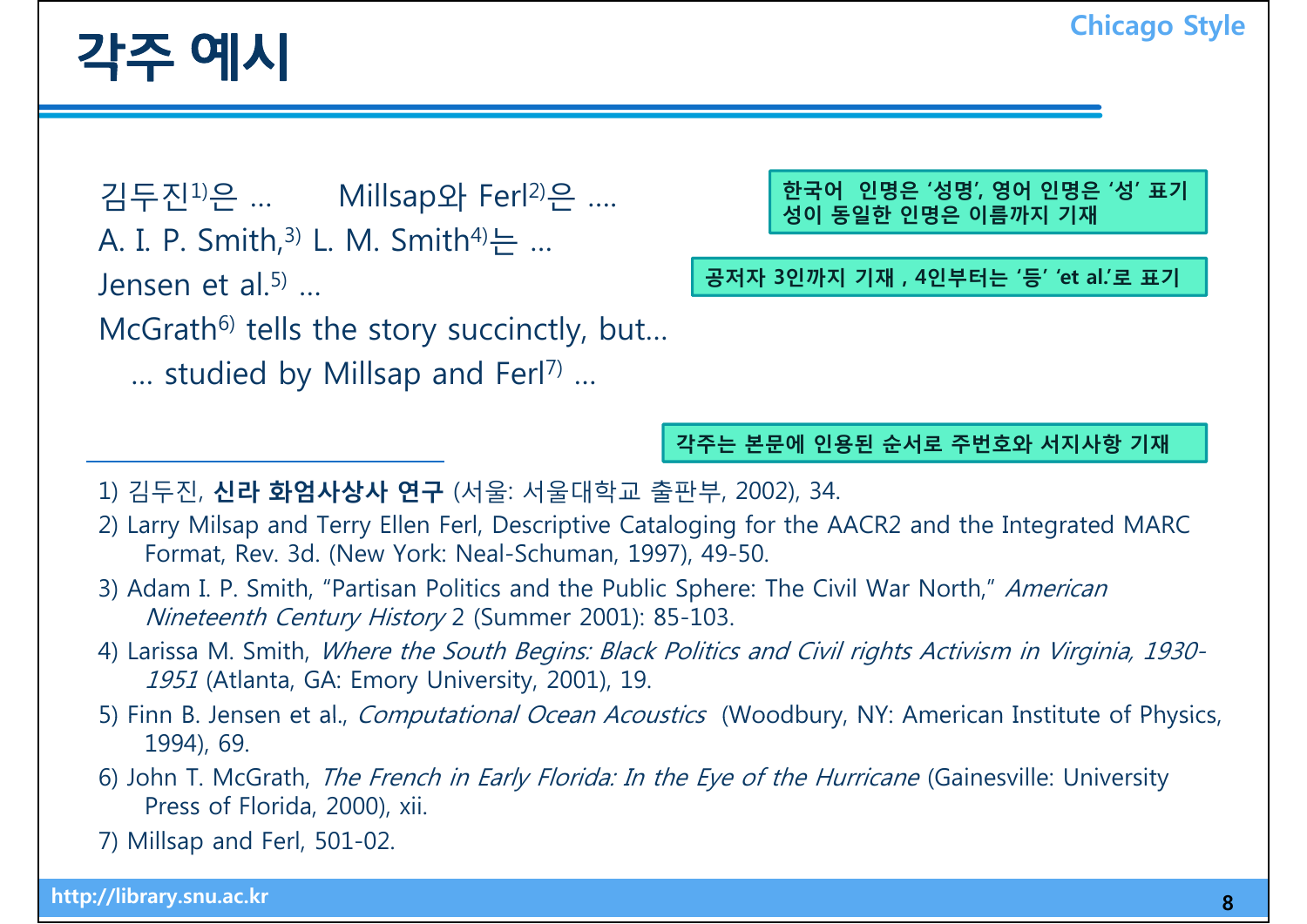# 각주 예시

Chicago Style

김두진[1)]은 … Millsap와 Ferl[2)]은 ….

A. I. P. Smith,[3)] L. M. Smith[4)]는 …

Jensen et al.[5)] …

McGrath[6)] tells the story succinctly, but…

… studied by Millsap and Ferl[7)] …

한국어 인명은 '성명', 영어 인명은 '성' 표기
성이 동일한 인명은 이름까지 기재

공저자 3인까지 기재 , 4인부터는 '등' 'et al.'로 표기

각주는 본문에 인용된 순서로 주번호와 서지사항 기재

---

1) 김두진, **신라 화엄사상사 연구** (서울: 서울대학교 출판부, 2002), 34.

2) Larry Milsap and Terry Ellen Ferl, Descriptive Cataloging for the AACR2 and the Integrated MARC Format, Rev. 3d. (New York: Neal-Schuman, 1997), 49-50.

3) Adam I. P. Smith, "Partisan Politics and the Public Sphere: The Civil War North," *American Nineteenth Century History* 2 (Summer 2001): 85-103.

4) Larissa M. Smith, *Where the South Begins: Black Politics and Civil rights Activism in Virginia, 1930-1951* (Atlanta, GA: Emory University, 2001), 19.

5) Finn B. Jensen et al., *Computational Ocean Acoustics* (Woodbury, NY: American Institute of Physics, 1994), 69.

6) John T. McGrath, *The French in Early Florida: In the Eye of the Hurricane* (Gainesville: University Press of Florida, 2000), xii.

7) Millsap and Ferl, 501-02.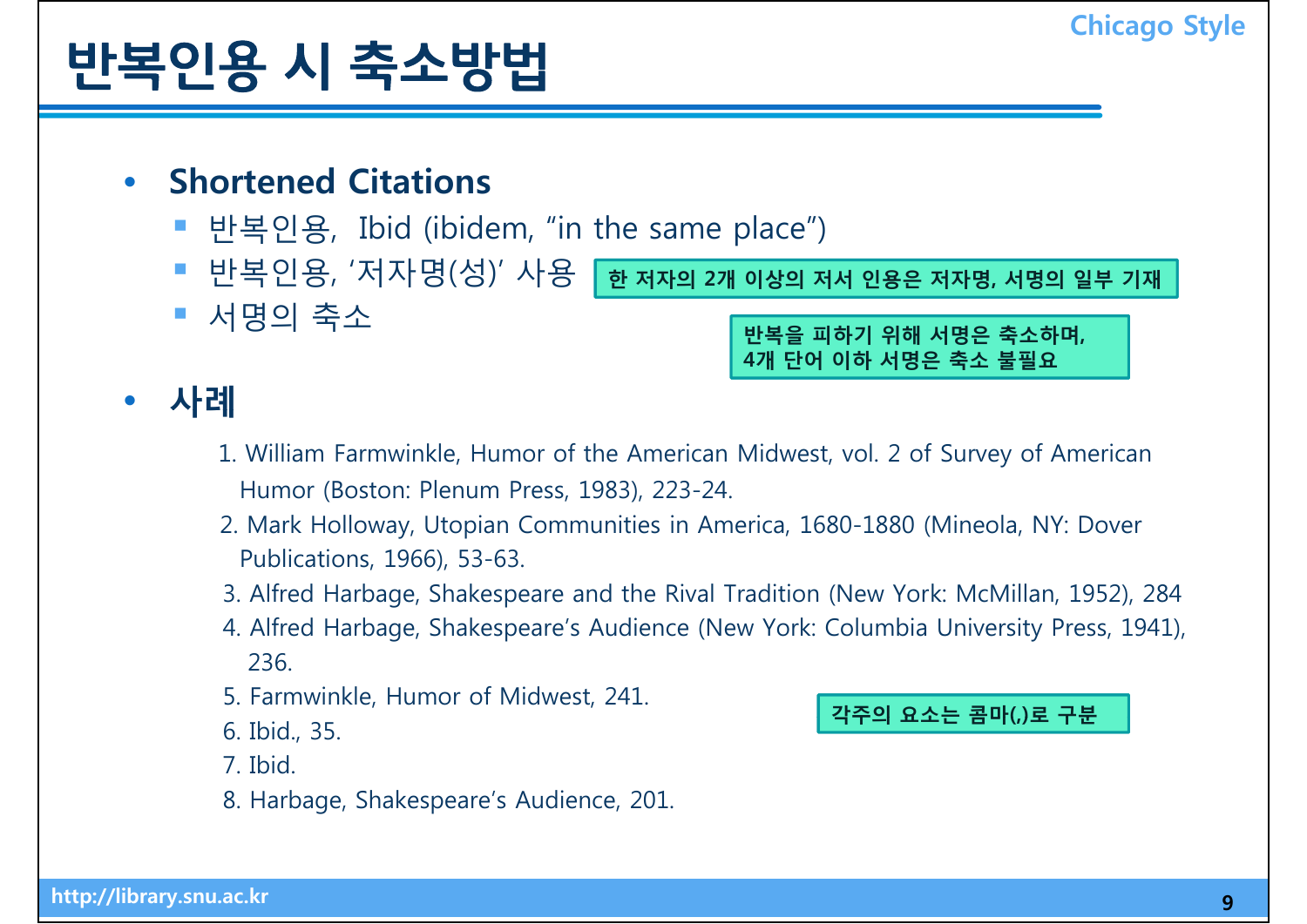# 반복인용 시 축소방법

- **Shortened Citations**
  - 반복인용, Ibid (ibidem, “in the same place”)
  - 반복인용, ‘저자명(성)’ 사용
  - 서명의 축소

**한 저자의 2개 이상의 저서 인용은 저자명, 서명의 일부 기재**

**반복을 피하기 위해 서명은 축소하며, 4개 단어 이하 서명은 축소 불필요**

- **사례**

1. William Farmwinkle, Humor of the American Midwest, vol. 2 of Survey of American Humor (Boston: Plenum Press, 1983), 223-24.
2. Mark Holloway, Utopian Communities in America, 1680-1880 (Mineola, NY: Dover Publications, 1966), 53-63.
3. Alfred Harbage, Shakespeare and the Rival Tradition (New York: McMillan, 1952), 284
4. Alfred Harbage, Shakespeare’s Audience (New York: Columbia University Press, 1941), 236.
5. Farmwinkle, Humor of Midwest, 241.
6. Ibid., 35.
7. Ibid.
8. Harbage, Shakespeare’s Audience, 201.

**각주의 요소는 콤마(,)로 구분**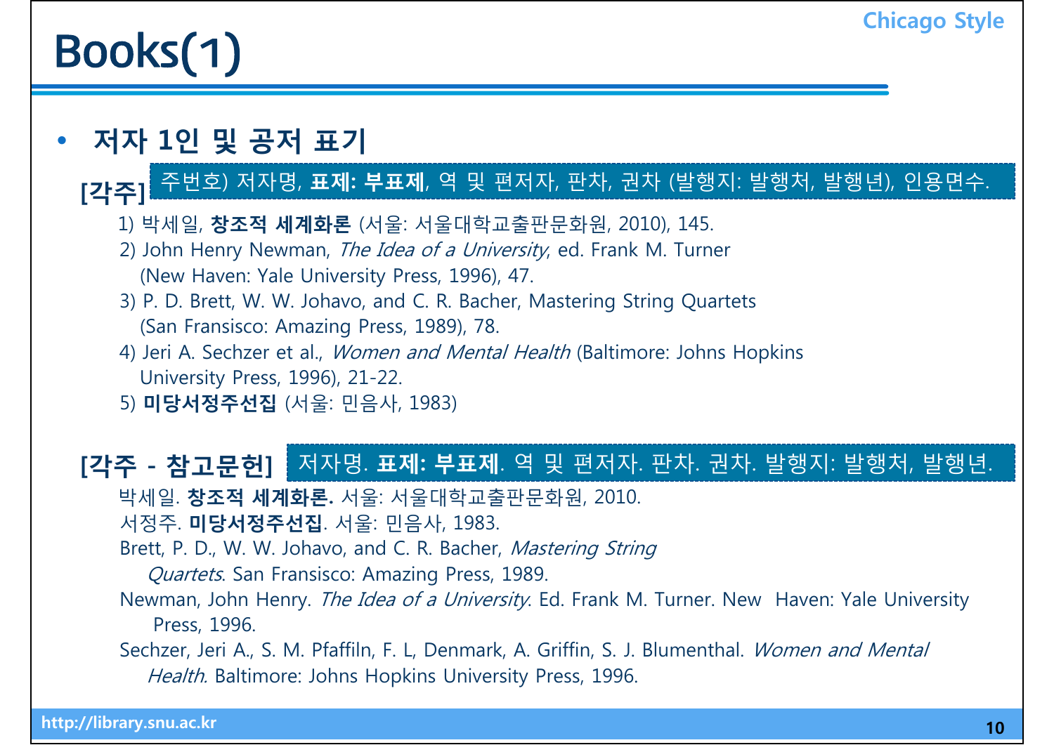# Books(1)

Chicago Style

- **저자 1인 및 공저 표기**

**[각주]** 주번호) 저자명, **표제: 부표제**, 역 및 편저자, 판차, 권차 (발행지: 발행처, 발행년), 인용면수.

1) 박세일, **창조적 세계화론** (서울: 서울대학교출판문화원, 2010), 145.
2) John Henry Newman, *The Idea of a University*, ed. Frank M. Turner (New Haven: Yale University Press, 1996), 47.
3) P. D. Brett, W. W. Johavo, and C. R. Bacher, Mastering String Quartets (San Fransisco: Amazing Press, 1989), 78.
4) Jeri A. Sechzer et al., *Women and Mental Health* (Baltimore: Johns Hopkins University Press, 1996), 21-22.
5) **미당서정주선집** (서울: 민음사, 1983)

**[각주 - 참고문헌]** 저자명. **표제: 부표제**. 역 및 편저자. 판차. 권차. 발행지: 발행처, 발행년.

박세일. **창조적 세계화론.** 서울: 서울대학교출판문화원, 2010.

서정주. **미당서정주선집**. 서울: 민음사, 1983.

Brett, P. D., W. W. Johavo, and C. R. Bacher, *Mastering String Quartets*. San Fransisco: Amazing Press, 1989.

Newman, John Henry. *The Idea of a University*. Ed. Frank M. Turner. New Haven: Yale University Press, 1996.

Sechzer, Jeri A., S. M. Pfaffiln, F. L, Denmark, A. Griffin, S. J. Blumenthal. *Women and Mental Health*. Baltimore: Johns Hopkins University Press, 1996.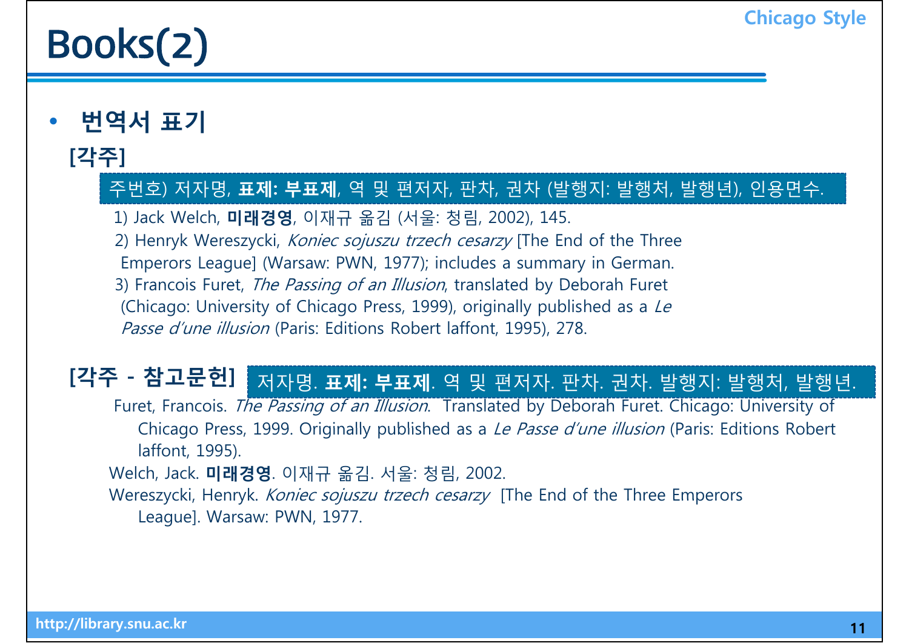# Books(2)

- **번역서 표기**

**[각주]**

주번호) 저자명, **표제: 부표제**, 역 및 편저자, 판차, 권차 (발행지: 발행처, 발행년), 인용면수.

1) Jack Welch, **미래경영**, 이재규 옮김 (서울: 청림, 2002), 145.

2) Henryk Wereszycki, *Koniec sojuszu trzech cesarzy* [The End of the Three Emperors League] (Warsaw: PWN, 1977); includes a summary in German.

3) Francois Furet, *The Passing of an Illusion*, translated by Deborah Furet (Chicago: University of Chicago Press, 1999), originally published as a *Le Passe d'une illusion* (Paris: Editions Robert laffont, 1995), 278.

**[각주 - 참고문헌]** 저자명. **표제: 부표제**. 역 및 편저자. 판차. 권차. 발행지: 발행처, 발행년.

Furet, Francois. *The Passing of an Illusion*. Translated by Deborah Furet. Chicago: University of Chicago Press, 1999. Originally published as a *Le Passe d'une illusion* (Paris: Editions Robert laffont, 1995).

Welch, Jack. **미래경영**. 이재규 옮김. 서울: 청림, 2002.

Wereszycki, Henryk. *Koniec sojuszu trzech cesarzy* [The End of the Three Emperors League]. Warsaw: PWN, 1977.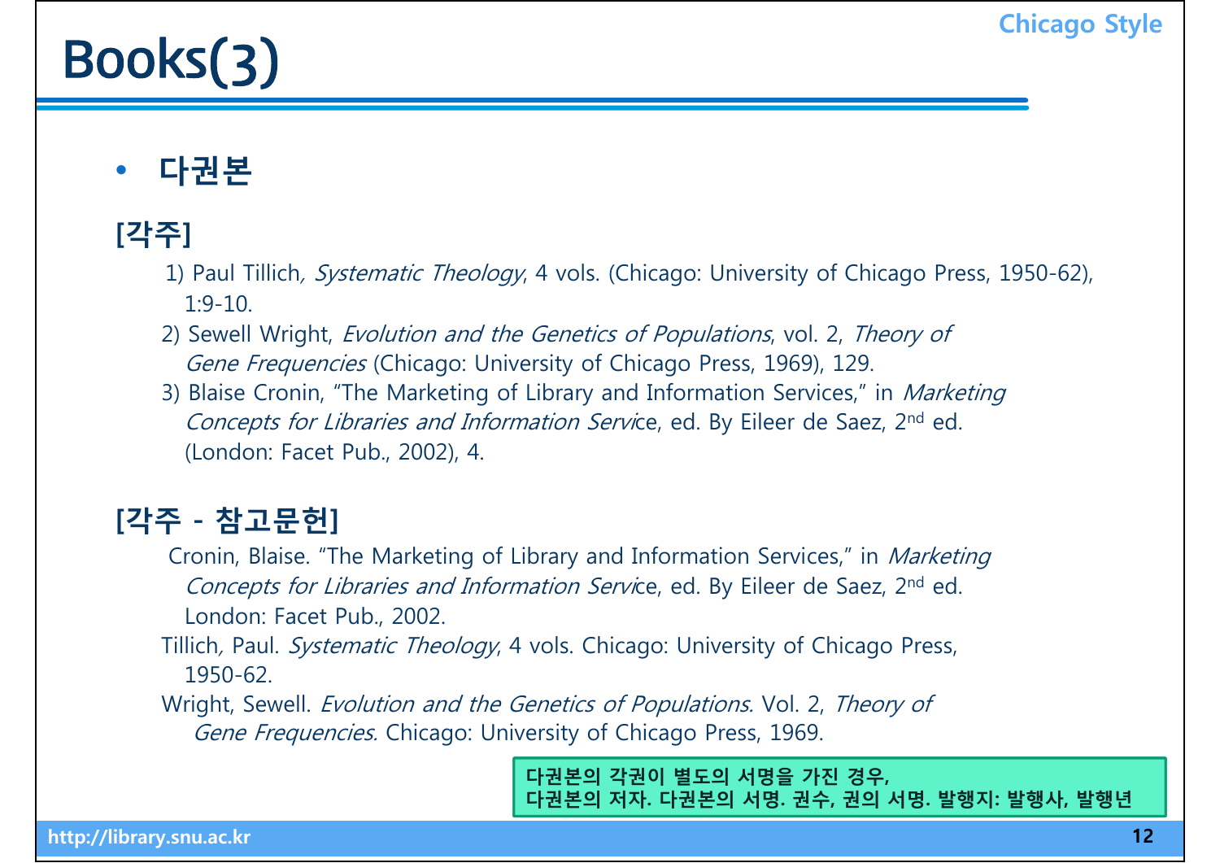# Books(3)

Chicago Style

- **다권본**

**[각주]**

1) Paul Tillich, *Systematic Theology*, 4 vols. (Chicago: University of Chicago Press, 1950-62), 1:9-10.

2) Sewell Wright, *Evolution and the Genetics of Populations*, vol. 2, *Theory of Gene Frequencies* (Chicago: University of Chicago Press, 1969), 129.

3) Blaise Cronin, "The Marketing of Library and Information Services," in *Marketing Concepts for Libraries and Information Servi*ce, ed. By Eileer de Saez, 2nd ed. (London: Facet Pub., 2002), 4.

**[각주 - 참고문헌]**

Cronin, Blaise. "The Marketing of Library and Information Services," in *Marketing Concepts for Libraries and Information Servi*ce, ed. By Eileer de Saez, 2nd ed. London: Facet Pub., 2002.

Tillich, Paul. *Systematic Theology*, 4 vols. Chicago: University of Chicago Press, 1950-62.

Wright, Sewell. *Evolution and the Genetics of Populations.* Vol. 2, *Theory of Gene Frequencies.* Chicago: University of Chicago Press, 1969.

**다권본의 각권이 별도의 서명을 가진 경우,**
**다권본의 저자. 다권본의 서명. 권수, 권의 서명. 발행지: 발행사, 발행년**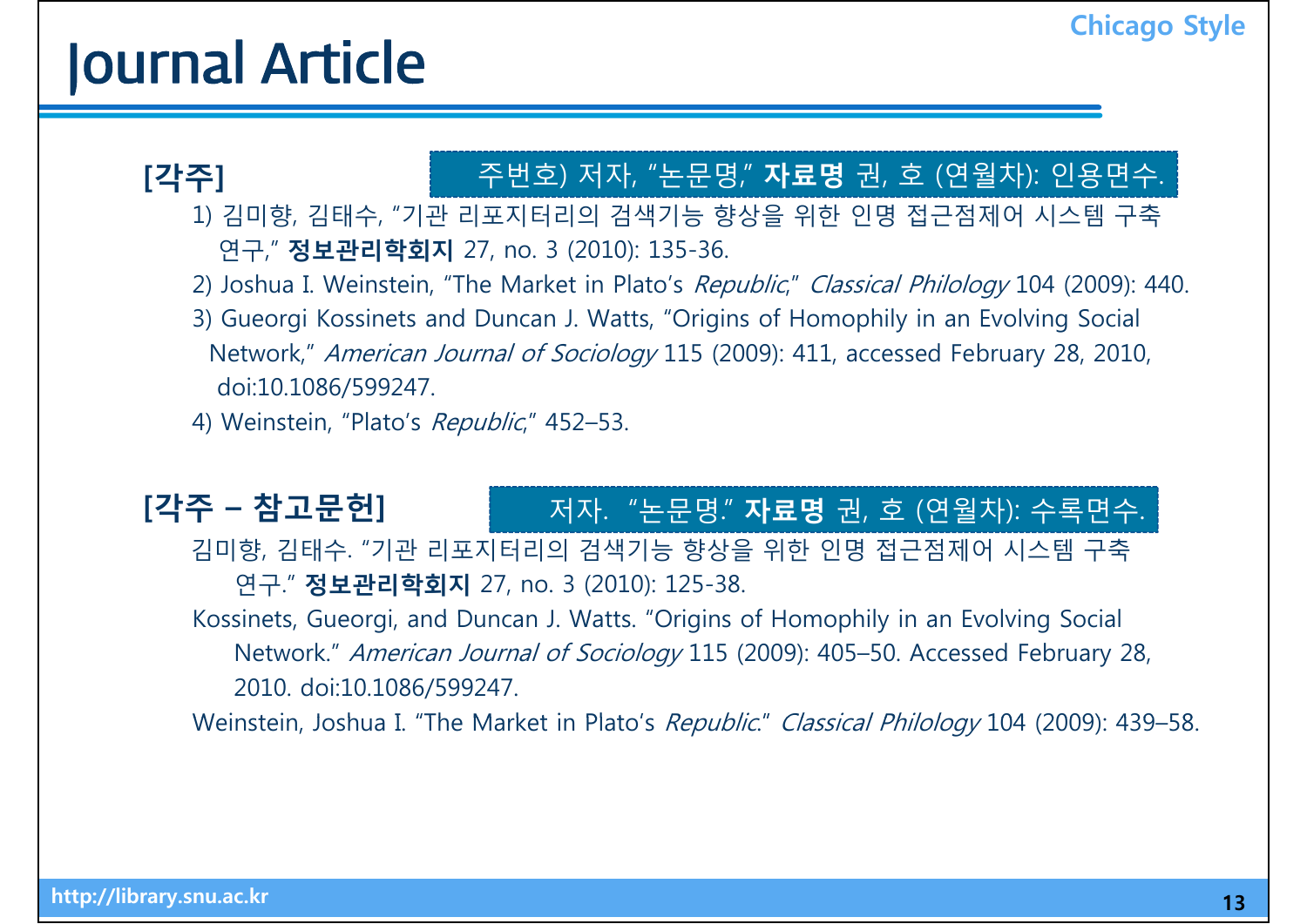# Journal Article

Chicago Style

**[각주]**

주번호) 저자, "논문명," **자료명** 권, 호 (연월차): 인용면수.

1) 김미향, 김태수, "기관 리포지터리의 검색기능 향상을 위한 인명 접근점제어 시스템 구축 연구," **정보관리학회지** 27, no. 3 (2010): 135-36.

2) Joshua I. Weinstein, "The Market in Plato's *Republic*," *Classical Philology* 104 (2009): 440.

3) Gueorgi Kossinets and Duncan J. Watts, "Origins of Homophily in an Evolving Social Network," *American Journal of Sociology* 115 (2009): 411, accessed February 28, 2010, doi:10.1086/599247.

4) Weinstein, "Plato's *Republic*," 452–53.

**[각주 – 참고문헌]**

저자. "논문명." **자료명** 권, 호 (연월차): 수록면수.

김미향, 김태수. "기관 리포지터리의 검색기능 향상을 위한 인명 접근점제어 시스템 구축 연구." **정보관리학회지** 27, no. 3 (2010): 125-38.

Kossinets, Gueorgi, and Duncan J. Watts. "Origins of Homophily in an Evolving Social Network." *American Journal of Sociology* 115 (2009): 405–50. Accessed February 28, 2010. doi:10.1086/599247.

Weinstein, Joshua I. "The Market in Plato's *Republic*." *Classical Philology* 104 (2009): 439–58.

http://library.snu.ac.kr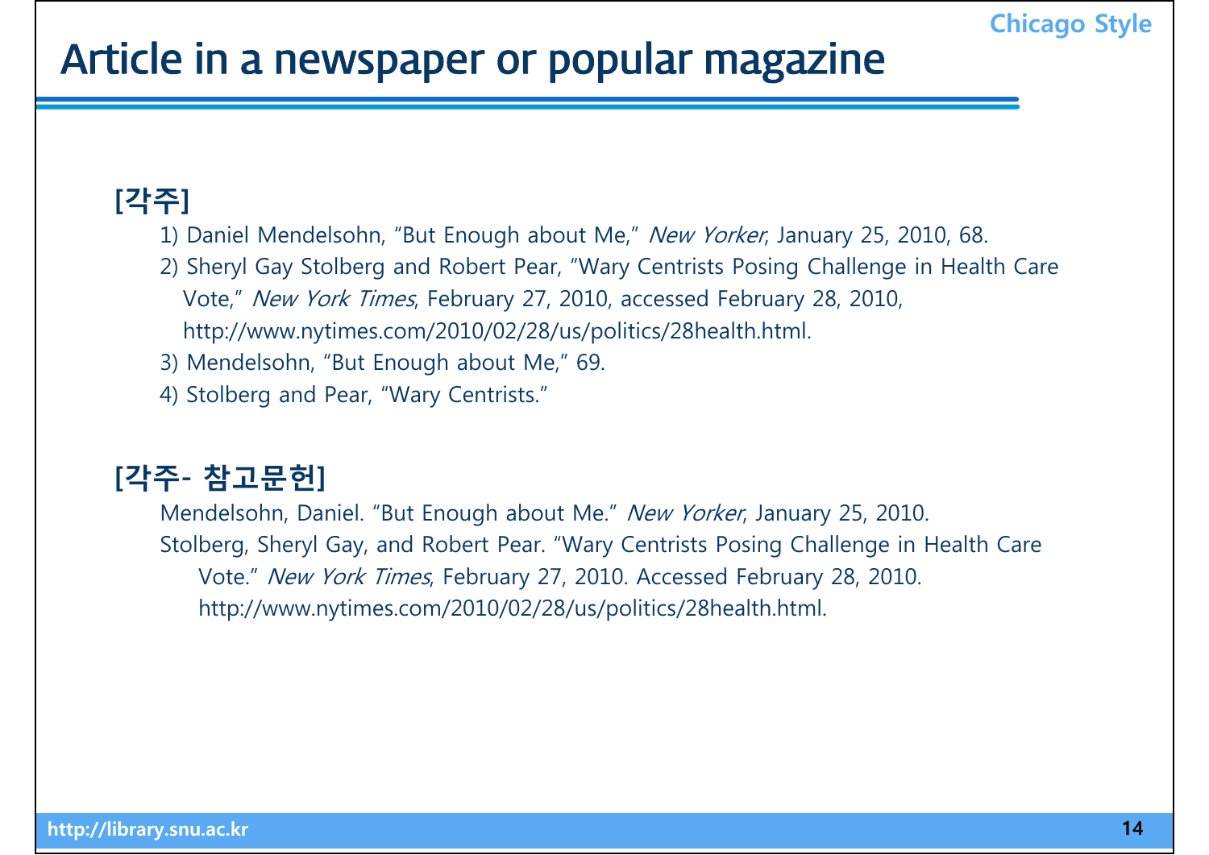# Article in a newspaper or popular magazine

**[각주]**

1) Daniel Mendelsohn, "But Enough about Me," *New Yorker*, January 25, 2010, 68.

2) Sheryl Gay Stolberg and Robert Pear, "Wary Centrists Posing Challenge in Health Care Vote," *New York Times*, February 27, 2010, accessed February 28, 2010, http://www.nytimes.com/2010/02/28/us/politics/28health.html.

3) Mendelsohn, "But Enough about Me," 69.

4) Stolberg and Pear, "Wary Centrists."

**[각주- 참고문헌]**

Mendelsohn, Daniel. "But Enough about Me." *New Yorker*, January 25, 2010.

Stolberg, Sheryl Gay, and Robert Pear. "Wary Centrists Posing Challenge in Health Care Vote." *New York Times*, February 27, 2010. Accessed February 28, 2010. http://www.nytimes.com/2010/02/28/us/politics/28health.html.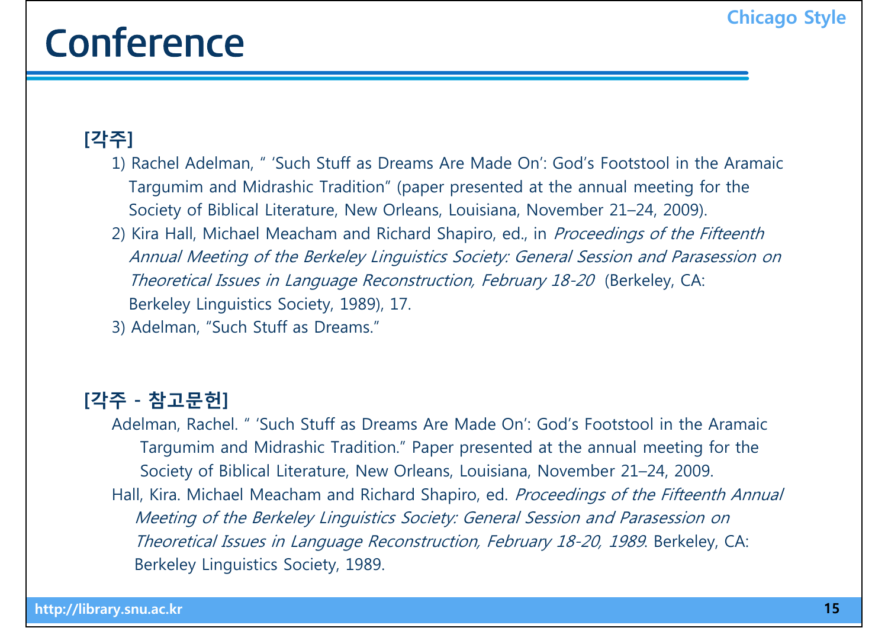# Conference

**[각주]**

1) Rachel Adelman, " 'Such Stuff as Dreams Are Made On': God's Footstool in the Aramaic Targumim and Midrashic Tradition" (paper presented at the annual meeting for the Society of Biblical Literature, New Orleans, Louisiana, November 21–24, 2009).

2) Kira Hall, Michael Meacham and Richard Shapiro, ed., in *Proceedings of the Fifteenth Annual Meeting of the Berkeley Linguistics Society: General Session and Parasession on Theoretical Issues in Language Reconstruction, February 18-20* (Berkeley, CA: Berkeley Linguistics Society, 1989), 17.

3) Adelman, "Such Stuff as Dreams."

**[각주 - 참고문헌]**

Adelman, Rachel. " 'Such Stuff as Dreams Are Made On': God's Footstool in the Aramaic Targumim and Midrashic Tradition." Paper presented at the annual meeting for the Society of Biblical Literature, New Orleans, Louisiana, November 21–24, 2009.

Hall, Kira. Michael Meacham and Richard Shapiro, ed. *Proceedings of the Fifteenth Annual Meeting of the Berkeley Linguistics Society: General Session and Parasession on Theoretical Issues in Language Reconstruction, February 18-20, 1989*. Berkeley, CA: Berkeley Linguistics Society, 1989.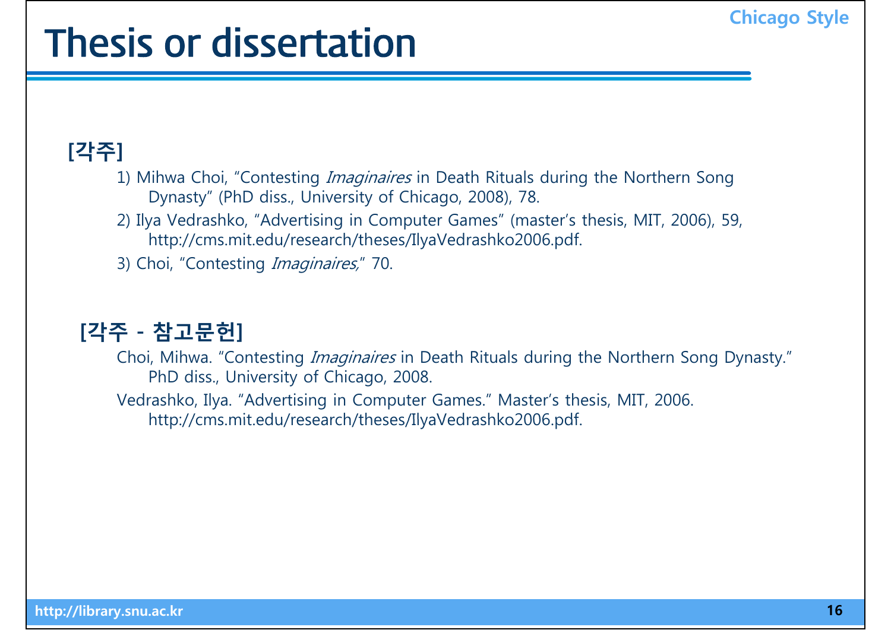# Thesis or dissertation

**[각주]**

1) Mihwa Choi, “Contesting *Imaginaires* in Death Rituals during the Northern Song Dynasty” (PhD diss., University of Chicago, 2008), 78.

2) Ilya Vedrashko, “Advertising in Computer Games” (master’s thesis, MIT, 2006), 59, http://cms.mit.edu/research/theses/IlyaVedrashko2006.pdf.

3) Choi, “Contesting *Imaginaires,*” 70.

**[각주 - 참고문헌]**

Choi, Mihwa. “Contesting *Imaginaires* in Death Rituals during the Northern Song Dynasty.” PhD diss., University of Chicago, 2008.

Vedrashko, Ilya. “Advertising in Computer Games.” Master’s thesis, MIT, 2006. http://cms.mit.edu/research/theses/IlyaVedrashko2006.pdf.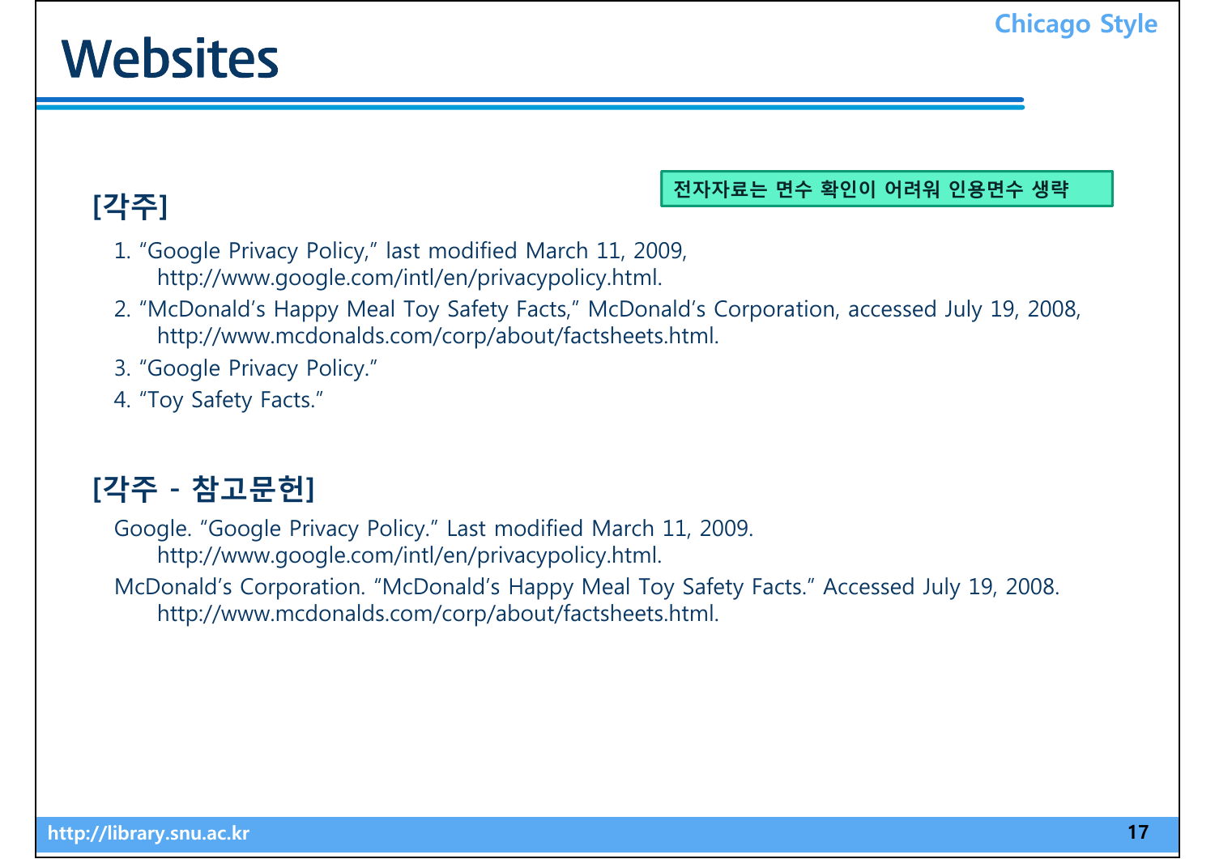# Websites

Chicago Style

## [각주]

전자자료는 면수 확인이 어려워 인용면수 생략

1. "Google Privacy Policy," last modified March 11, 2009, http://www.google.com/intl/en/privacypolicy.html.
2. "McDonald's Happy Meal Toy Safety Facts," McDonald's Corporation, accessed July 19, 2008, http://www.mcdonalds.com/corp/about/factsheets.html.
3. "Google Privacy Policy."
4. "Toy Safety Facts."

## [각주 - 참고문헌]

Google. "Google Privacy Policy." Last modified March 11, 2009. http://www.google.com/intl/en/privacypolicy.html.

McDonald's Corporation. "McDonald's Happy Meal Toy Safety Facts." Accessed July 19, 2008. http://www.mcdonalds.com/corp/about/factsheets.html.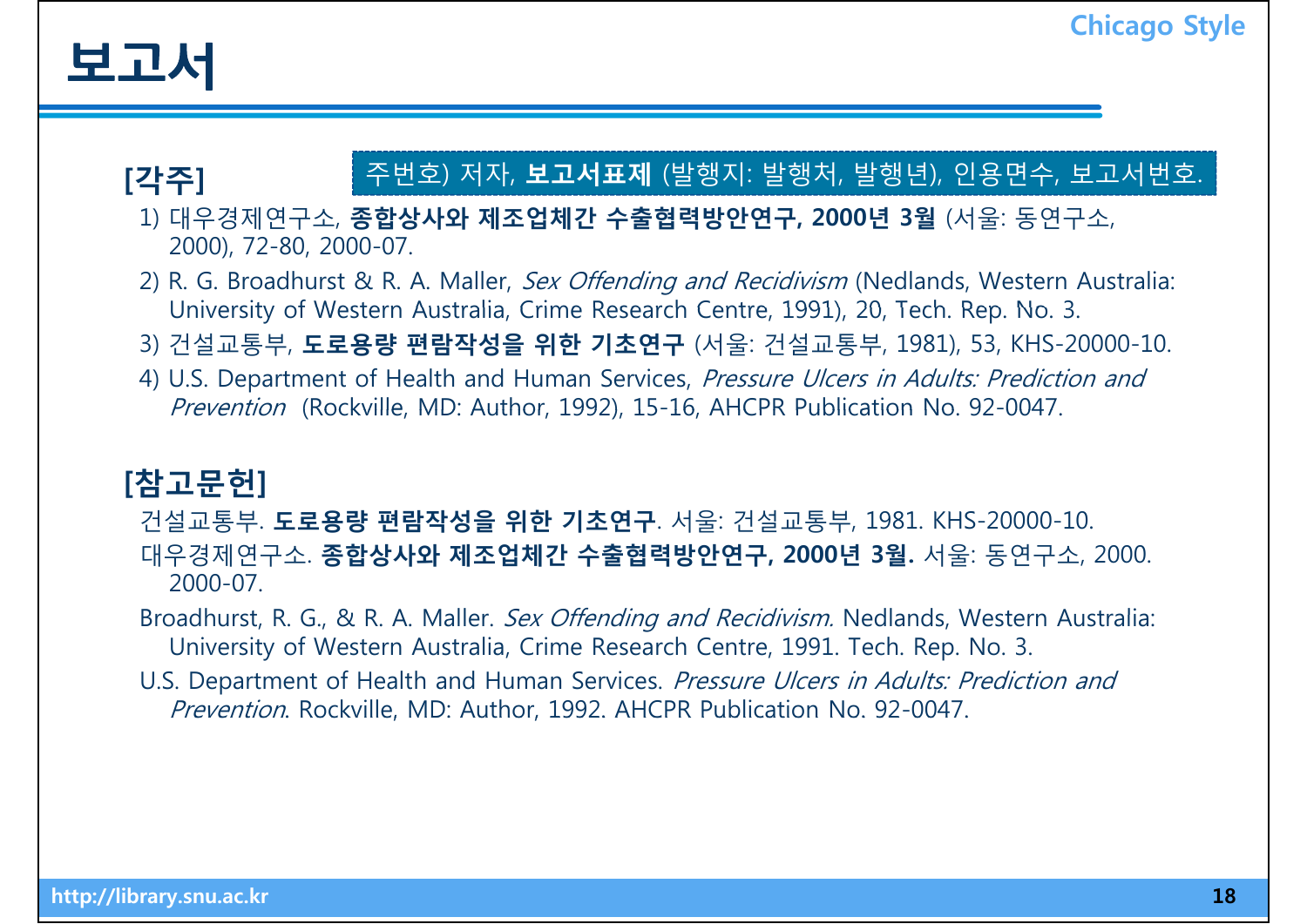# 보고서

**Chicago Style**

### [각주]

주번호) 저자, **보고서표제** (발행지: 발행처, 발행년), 인용면수, 보고서번호.

1) 대우경제연구소, **종합상사와 제조업체간 수출협력방안연구, 2000년 3월** (서울: 동연구소, 2000), 72-80, 2000-07.

2) R. G. Broadhurst & R. A. Maller, *Sex Offending and Recidivism* (Nedlands, Western Australia: University of Western Australia, Crime Research Centre, 1991), 20, Tech. Rep. No. 3.

3) 건설교통부, **도로용량 편람작성을 위한 기초연구** (서울: 건설교통부, 1981), 53, KHS-20000-10.

4) U.S. Department of Health and Human Services, *Pressure Ulcers in Adults: Prediction and Prevention* (Rockville, MD: Author, 1992), 15-16, AHCPR Publication No. 92-0047.

### [참고문헌]

건설교통부. **도로용량 편람작성을 위한 기초연구**. 서울: 건설교통부, 1981. KHS-20000-10.

대우경제연구소. **종합상사와 제조업체간 수출협력방안연구, 2000년 3월.** 서울: 동연구소, 2000. 2000-07.

Broadhurst, R. G., & R. A. Maller. *Sex Offending and Recidivism.* Nedlands, Western Australia: University of Western Australia, Crime Research Centre, 1991. Tech. Rep. No. 3.

U.S. Department of Health and Human Services. *Pressure Ulcers in Adults: Prediction and Prevention*. Rockville, MD: Author, 1992. AHCPR Publication No. 92-0047.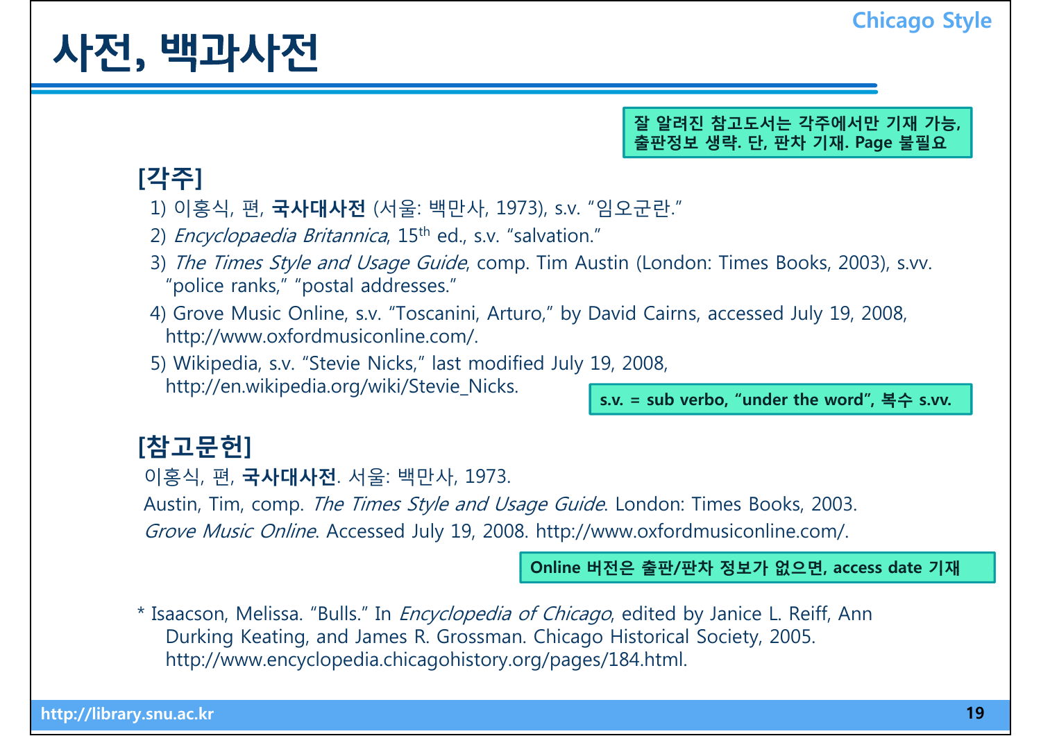# 사전, 백과사전

Chicago Style

**잘 알려진 참고도서는 각주에서만 기재 가능, 출판정보 생략. 단, 판차 기재. Page 불필요**

## [각주]

1) 이홍식, 편, **국사대사전** (서울: 백만사, 1973), s.v. “임오군란.”

2) *Encyclopaedia Britannica*, $15^{th}$ ed., s.v. “salvation.”

3) *The Times Style and Usage Guide*, comp. Tim Austin (London: Times Books, 2003), s.vv. “police ranks,” “postal addresses.”

4) Grove Music Online, s.v. “Toscanini, Arturo,” by David Cairns, accessed July 19, 2008, http://www.oxfordmusiconline.com/.

5) Wikipedia, s.v. “Stevie Nicks,” last modified July 19, 2008, http://en.wikipedia.org/wiki/Stevie_Nicks.

**s.v. = sub verbo, “under the word”, 복수 s.vv.**

## [참고문헌]

이홍식, 편, **국사대사전**. 서울: 백만사, 1973.

Austin, Tim, comp. *The Times Style and Usage Guide*. London: Times Books, 2003.

*Grove Music Online*. Accessed July 19, 2008. http://www.oxfordmusiconline.com/.

**Online 버전은 출판/판차 정보가 없으면, access date 기재**

* Isaacson, Melissa. “Bulls.” In *Encyclopedia of Chicago*, edited by Janice L. Reiff, Ann Durking Keating, and James R. Grossman. Chicago Historical Society, 2005. http://www.encyclopedia.chicagohistory.org/pages/184.html.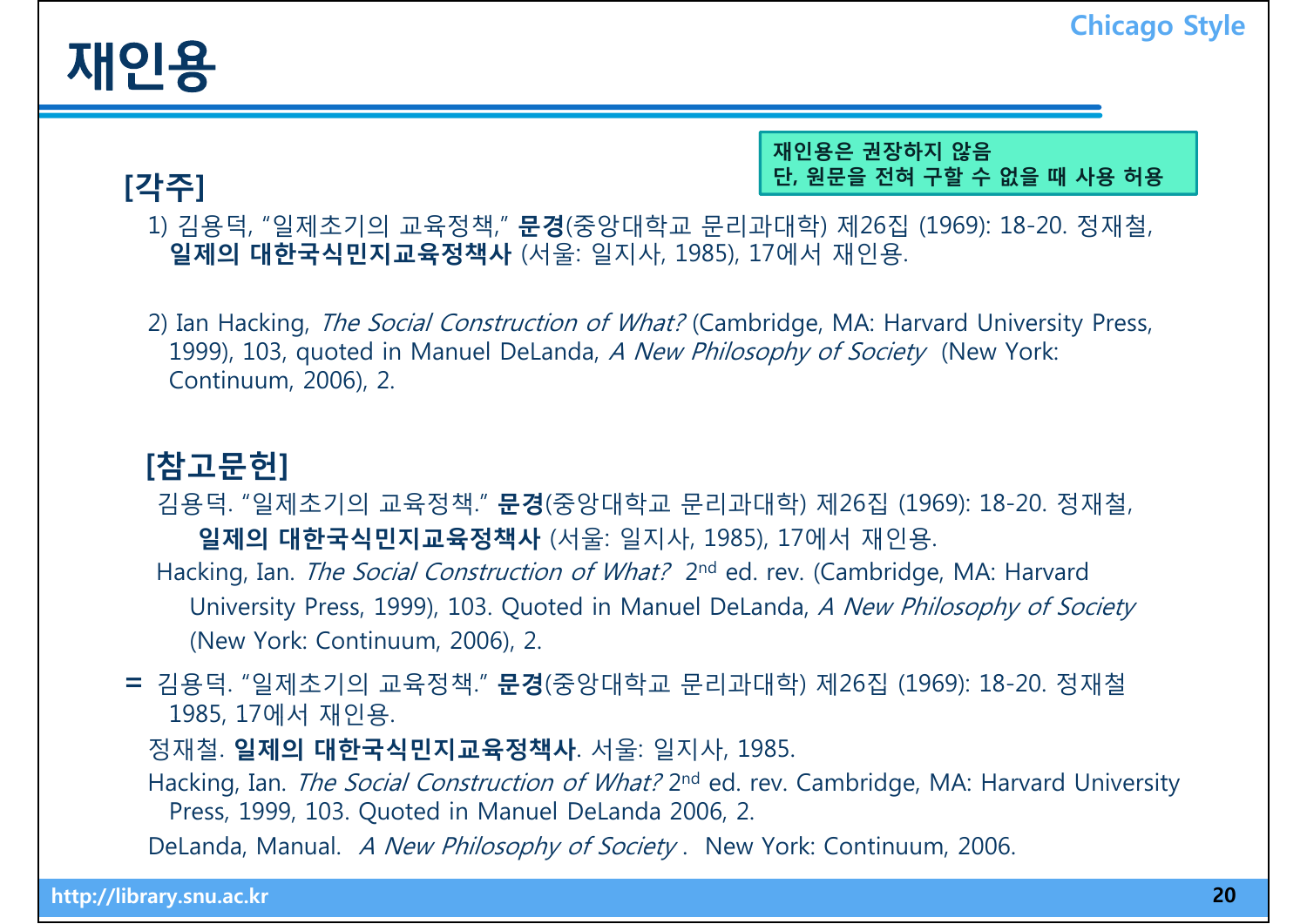# 재인용

> **재인용은 권장하지 않음**
> **단, 원문을 전혀 구할 수 없을 때 사용 허용**

### [각주]

1) 김용덕, “일제초기의 교육정책,” **문경**(중앙대학교 문리과대학) 제26집 (1969): 18-20. 정재철, **일제의 대한국식민지교육정책사** (서울: 일지사, 1985), 17에서 재인용.

2) Ian Hacking, *The Social Construction of What?* (Cambridge, MA: Harvard University Press, 1999), 103, quoted in Manuel DeLanda, *A New Philosophy of Society* (New York: Continuum, 2006), 2.

### [참고문헌]

김용덕. “일제초기의 교육정책.” **문경**(중앙대학교 문리과대학) 제26집 (1969): 18-20. 정재철, **일제의 대한국식민지교육정책사** (서울: 일지사, 1985), 17에서 재인용.

Hacking, Ian. *The Social Construction of What?* 2nd ed. rev. (Cambridge, MA: Harvard University Press, 1999), 103. Quoted in Manuel DeLanda, *A New Philosophy of Society* (New York: Continuum, 2006), 2.

= 김용덕. “일제초기의 교육정책.” **문경**(중앙대학교 문리과대학) 제26집 (1969): 18-20. 정재철 1985, 17에서 재인용.

정재철. **일제의 대한국식민지교육정책사**. 서울: 일지사, 1985.

Hacking, Ian. *The Social Construction of What?* 2nd ed. rev. Cambridge, MA: Harvard University Press, 1999, 103. Quoted in Manuel DeLanda 2006, 2.

DeLanda, Manual. *A New Philosophy of Society*. New York: Continuum, 2006.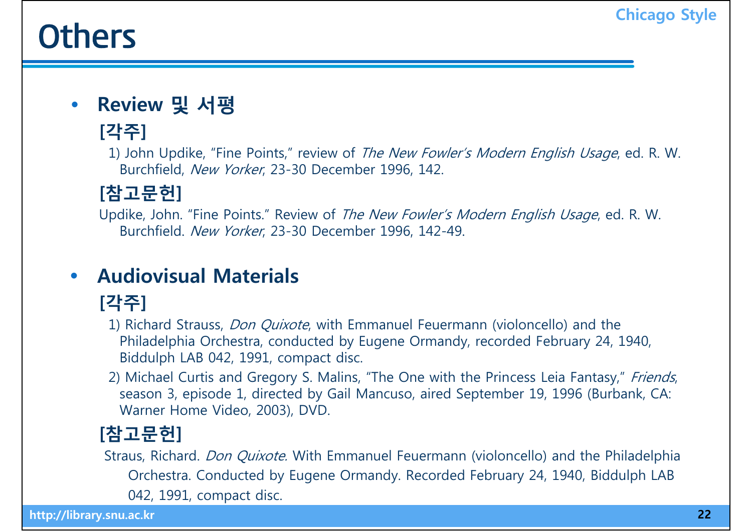# Others

- **Review 및 서평**

**[각주]**

1) John Updike, “Fine Points,” review of *The New Fowler's Modern English Usage*, ed. R. W. Burchfield, *New Yorker*, 23-30 December 1996, 142.

**[참고문헌]**

Updike, John. “Fine Points.” Review of *The New Fowler's Modern English Usage*, ed. R. W. Burchfield. *New Yorker*, 23-30 December 1996, 142-49.

- **Audiovisual Materials**

**[각주]**

1) Richard Strauss, *Don Quixote*, with Emmanuel Feuermann (violoncello) and the Philadelphia Orchestra, conducted by Eugene Ormandy, recorded February 24, 1940, Biddulph LAB 042, 1991, compact disc.

2) Michael Curtis and Gregory S. Malins, “The One with the Princess Leia Fantasy,” *Friends*, season 3, episode 1, directed by Gail Mancuso, aired September 19, 1996 (Burbank, CA: Warner Home Video, 2003), DVD.

**[참고문헌]**

Straus, Richard. *Don Quixote*. With Emmanuel Feuermann (violoncello) and the Philadelphia Orchestra. Conducted by Eugene Ormandy. Recorded February 24, 1940, Biddulph LAB 042, 1991, compact disc.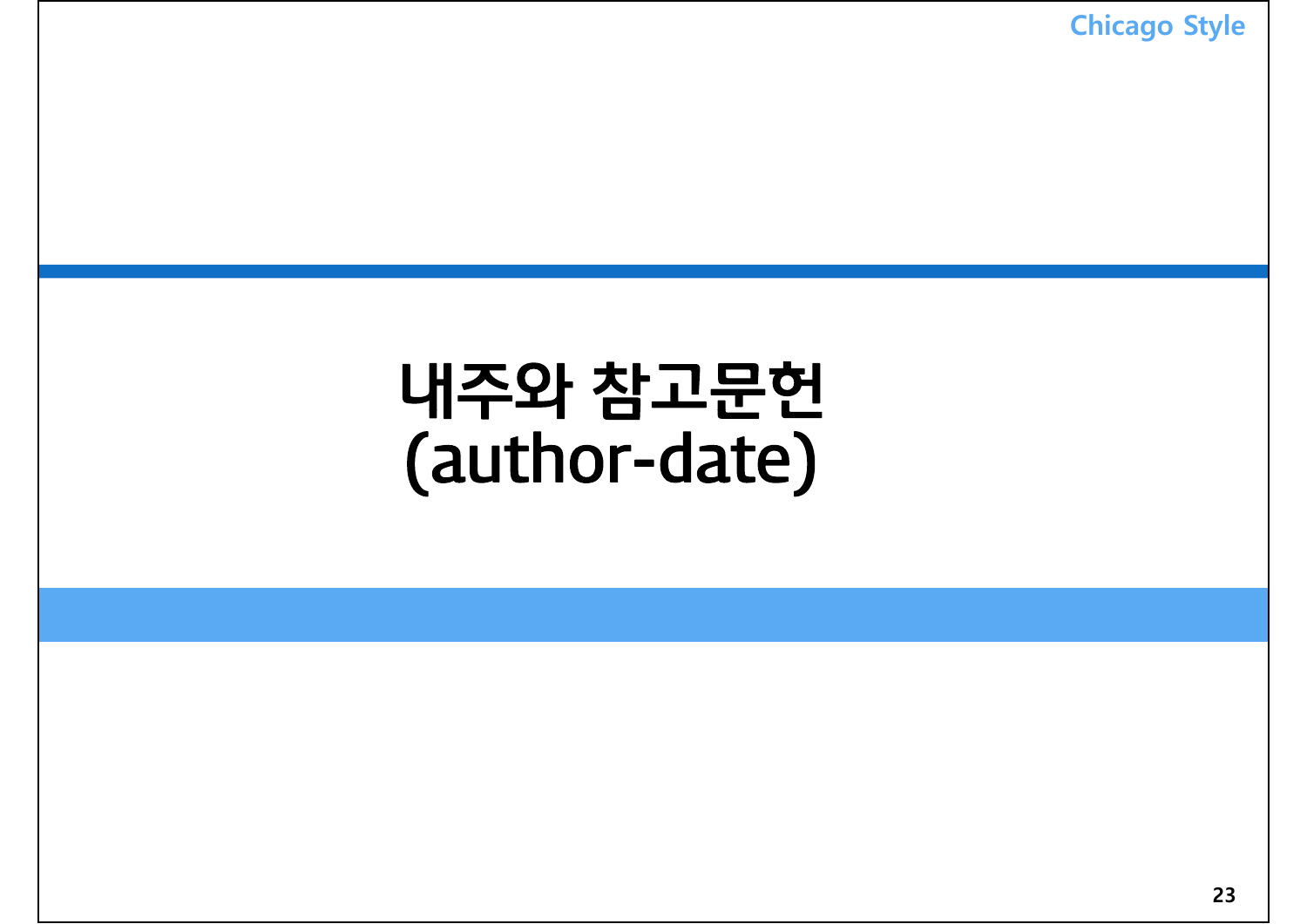# 내주와 참고문헌 (author-date)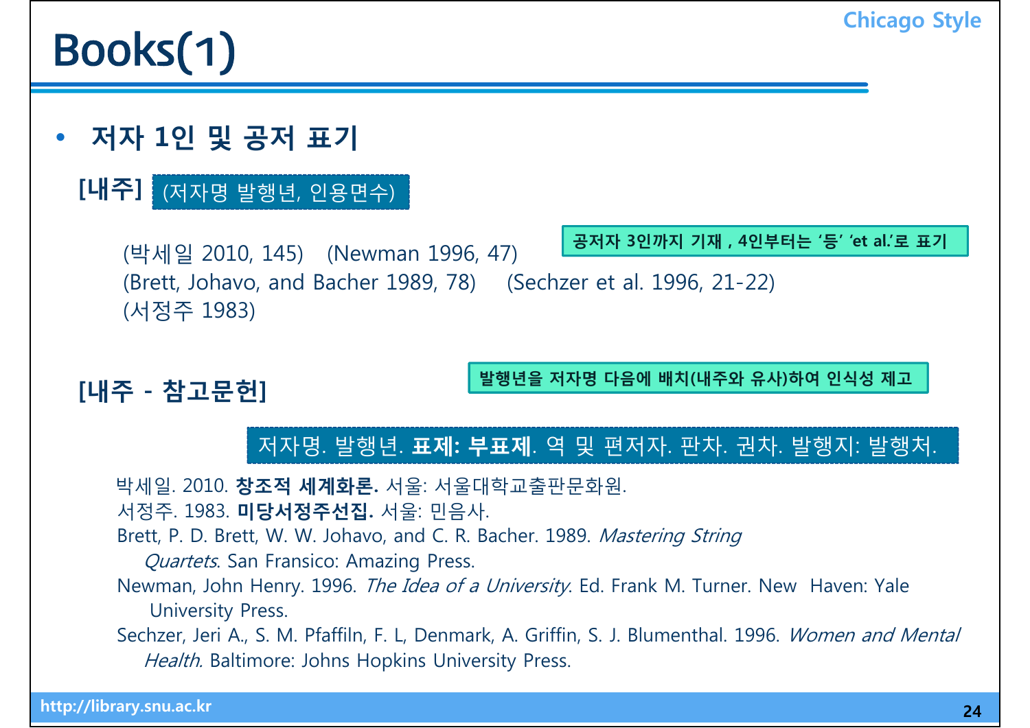# Books(1)

Chicago Style

- **저자 1인 및 공저 표기**

**[내주]** (저자명 발행년, 인용면수)

공저자 3인까지 기재 , 4인부터는 '등' 'et al.'로 표기

(박세일 2010, 145) (Newman 1996, 47)
(Brett, Johavo, and Bacher 1989, 78) (Sechzer et al. 1996, 21-22)
(서정주 1983)

**[내주 - 참고문헌]**

발행년을 저자명 다음에 배치(내주와 유사)하여 인식성 제고

저자명. 발행년. **표제: 부표제**. 역 및 편저자. 판차. 권차. 발행지: 발행처.

박세일. 2010. **창조적 세계화론.** 서울: 서울대학교출판문화원.
서정주. 1983. **미당서정주선집.** 서울: 민음사.
Brett, P. D. Brett, W. W. Johavo, and C. R. Bacher. 1989. *Mastering String Quartets*. San Fransico: Amazing Press.
Newman, John Henry. 1996. *The Idea of a University*. Ed. Frank M. Turner. New Haven: Yale University Press.
Sechzer, Jeri A., S. M. Pfaffiln, F. L, Denmark, A. Griffin, S. J. Blumenthal. 1996. *Women and Mental Health*. Baltimore: Johns Hopkins University Press.

http://library.snu.ac.kr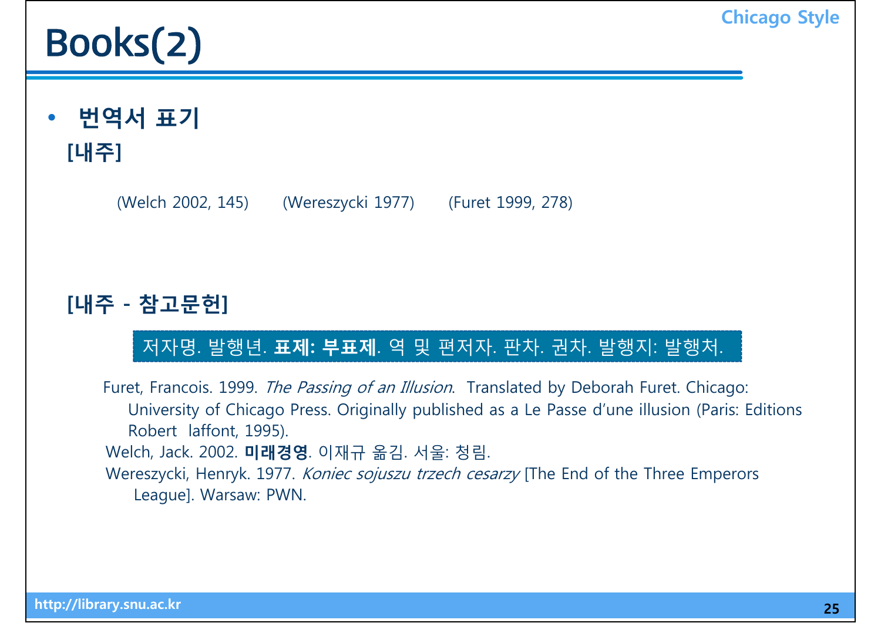# Books(2)

- **번역서 표기**

**[내주]**

(Welch 2002, 145)　　(Wereszycki 1977)　　(Furet 1999, 278)

**[내주 - 참고문헌]**

저자명. 발행년. **표제: 부표제**. 역 및 편저자. 판차. 권차. 발행지: 발행처.

Furet, Francois. 1999. *The Passing of an Illusion*. Translated by Deborah Furet. Chicago: University of Chicago Press. Originally published as a Le Passe d'une illusion (Paris: Editions Robert laffont, 1995).

Welch, Jack. 2002. **미래경영**. 이재규 옮김. 서울: 청림.

Wereszycki, Henryk. 1977. *Koniec sojuszu trzech cesarzy* [The End of the Three Emperors League]. Warsaw: PWN.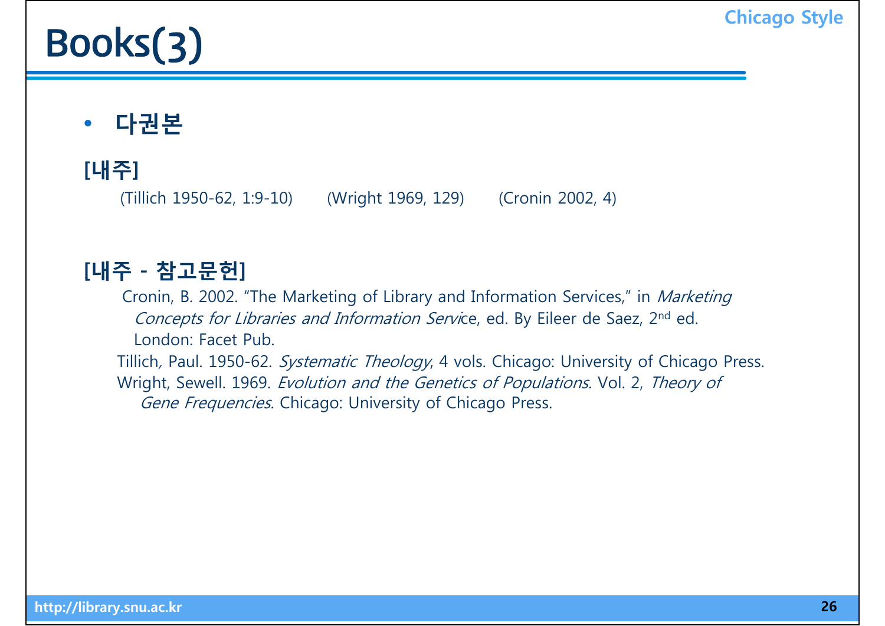# Books(3)

- **다권본**

**[내주]**

(Tillich 1950-62, 1:9-10)　　(Wright 1969, 129)　　(Cronin 2002, 4)

**[내주 - 참고문헌]**

Cronin, B. 2002. "The Marketing of Library and Information Services," in *Marketing Concepts for Libraries and Information Servi*ce, ed. By Eileer de Saez, 2nd ed. London: Facet Pub.

Tillich, Paul. 1950-62. *Systematic Theology*, 4 vols. Chicago: University of Chicago Press.

Wright, Sewell. 1969. *Evolution and the Genetics of Populations.* Vol. 2, *Theory of Gene Frequencies.* Chicago: University of Chicago Press.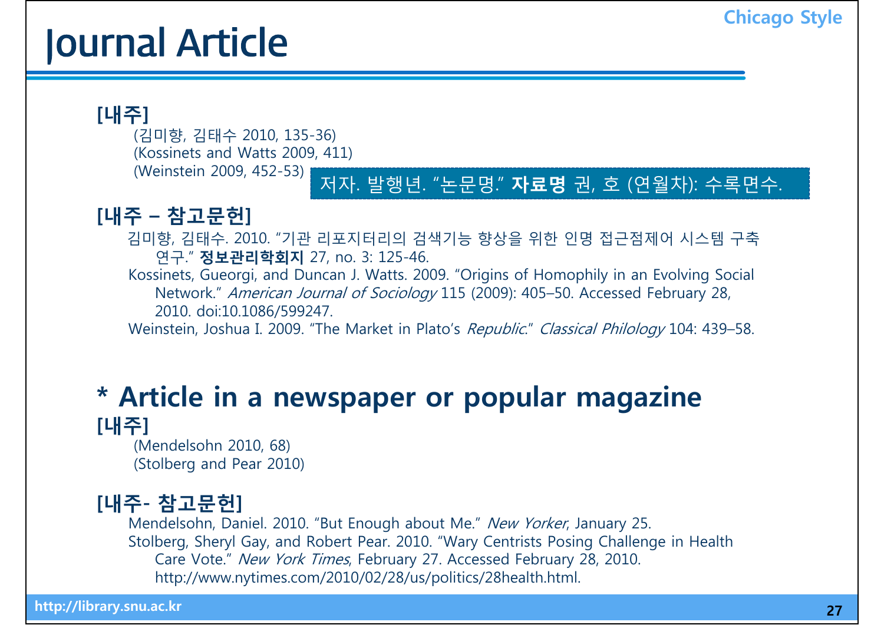# Journal Article

Chicago Style

**[내주]**

(김미향, 김태수 2010, 135-36)
(Kossinets and Watts 2009, 411)
(Weinstein 2009, 452-53)

저자. 발행년. "논문명." **자료명** 권, 호 (연월차): 수록면수.

**[내주 – 참고문헌]**

김미향, 김태수. 2010. "기관 리포지터리의 검색기능 향상을 위한 인명 접근점제어 시스템 구축 연구." **정보관리학회지** 27, no. 3: 125-46.

Kossinets, Gueorgi, and Duncan J. Watts. 2009. "Origins of Homophily in an Evolving Social Network." *American Journal of Sociology* 115 (2009): 405–50. Accessed February 28, 2010. doi:10.1086/599247.

Weinstein, Joshua I. 2009. "The Market in Plato's *Republic*." *Classical Philology* 104: 439–58.

## * Article in a newspaper or popular magazine

**[내주]**

(Mendelsohn 2010, 68)
(Stolberg and Pear 2010)

**[내주- 참고문헌]**

Mendelsohn, Daniel. 2010. "But Enough about Me." *New Yorker*, January 25.

Stolberg, Sheryl Gay, and Robert Pear. 2010. "Wary Centrists Posing Challenge in Health Care Vote." *New York Times*, February 27. Accessed February 28, 2010. http://www.nytimes.com/2010/02/28/us/politics/28health.html.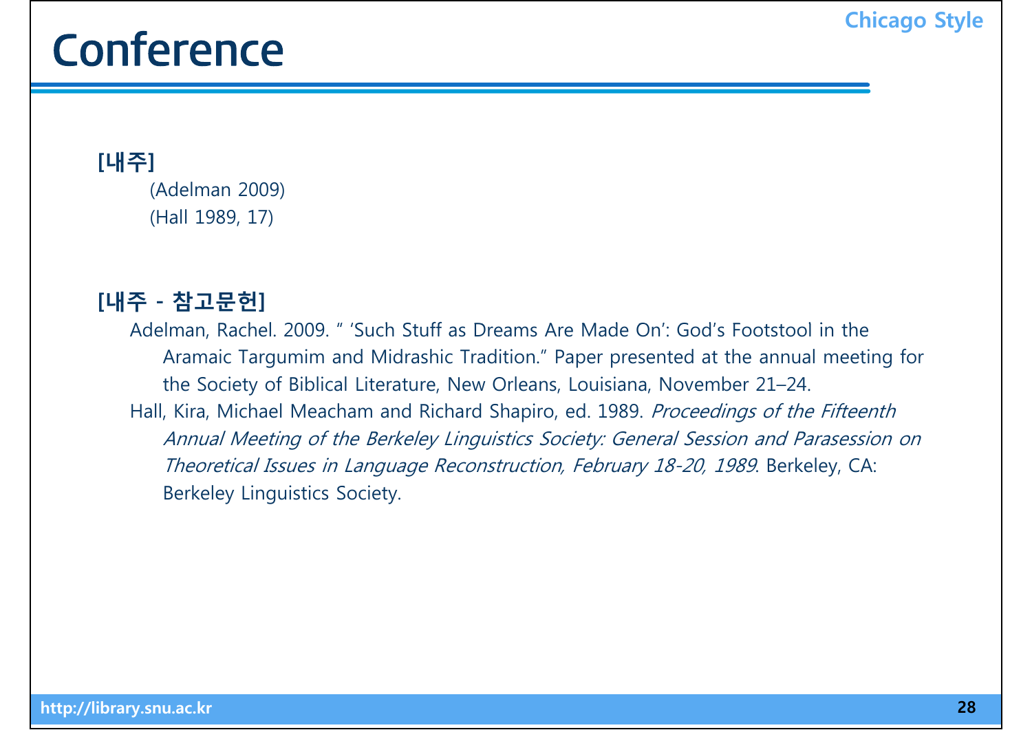# Conference

**[내주]**

(Adelman 2009)

(Hall 1989, 17)

**[내주 - 참고문헌]**

Adelman, Rachel. 2009. " 'Such Stuff as Dreams Are Made On': God's Footstool in the Aramaic Targumim and Midrashic Tradition." Paper presented at the annual meeting for the Society of Biblical Literature, New Orleans, Louisiana, November 21–24.

Hall, Kira, Michael Meacham and Richard Shapiro, ed. 1989. *Proceedings of the Fifteenth Annual Meeting of the Berkeley Linguistics Society: General Session and Parasession on Theoretical Issues in Language Reconstruction, February 18-20, 1989*. Berkeley, CA: Berkeley Linguistics Society.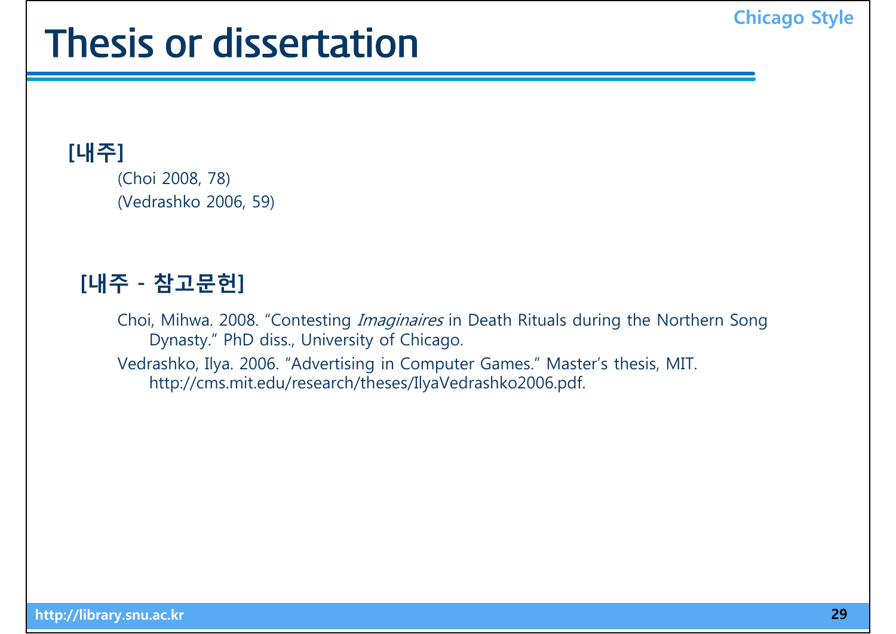Chicago Style

# Thesis or dissertation

**[내주]**

(Choi 2008, 78)
(Vedrashko 2006, 59)

**[내주 - 참고문헌]**

Choi, Mihwa. 2008. “Contesting *Imaginaires* in Death Rituals during the Northern Song Dynasty.” PhD diss., University of Chicago.

Vedrashko, Ilya. 2006. “Advertising in Computer Games.” Master’s thesis, MIT. http://cms.mit.edu/research/theses/IlyaVedrashko2006.pdf.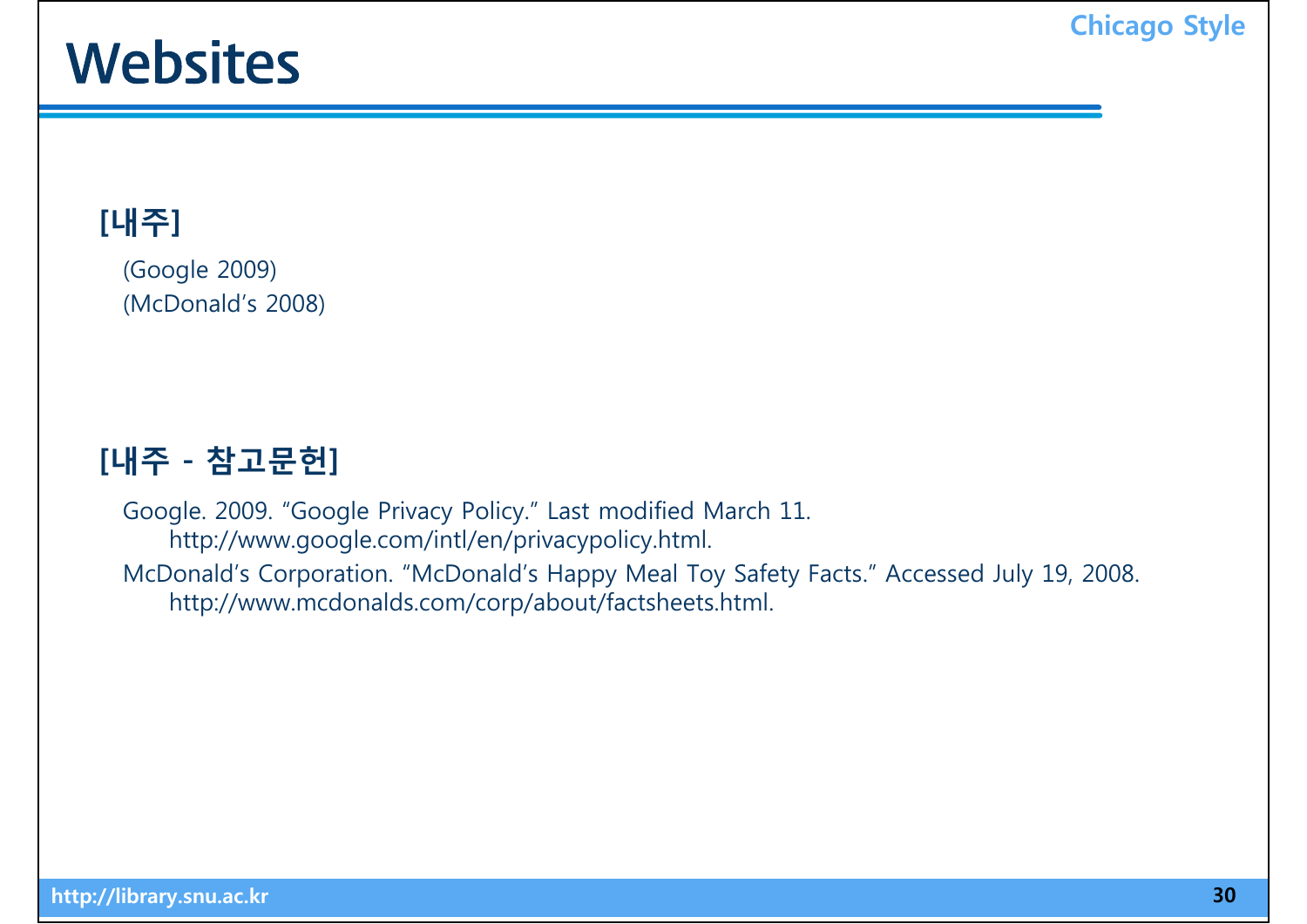# Websites

**[내주]**

(Google 2009)
(McDonald's 2008)

**[내주 - 참고문헌]**

Google. 2009. "Google Privacy Policy." Last modified March 11.
http://www.google.com/intl/en/privacypolicy.html.

McDonald's Corporation. "McDonald's Happy Meal Toy Safety Facts." Accessed July 19, 2008.
http://www.mcdonalds.com/corp/about/factsheets.html.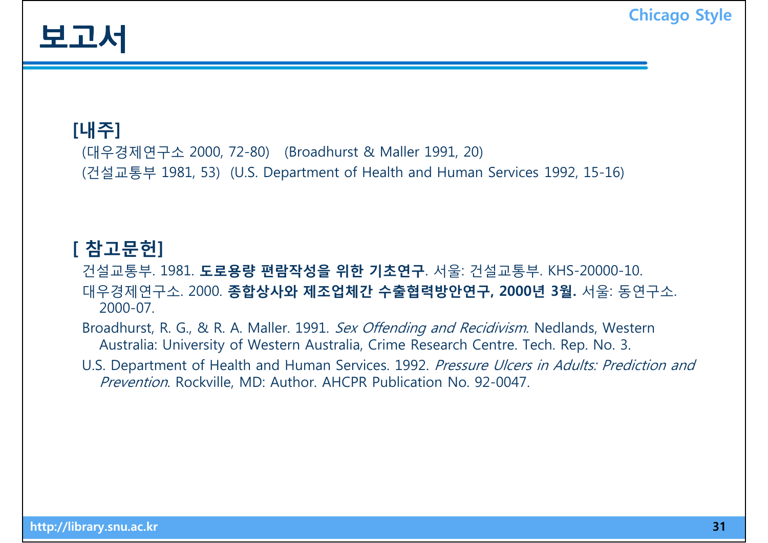# 보고서

Chicago Style

**[내주]**

(대우경제연구소 2000, 72-80)  (Broadhurst & Maller 1991, 20)

(건설교통부 1981, 53)  (U.S. Department of Health and Human Services 1992, 15-16)

**[ 참고문헌]**

건설교통부. 1981. **도로용량 편람작성을 위한 기초연구**. 서울: 건설교통부. KHS-20000-10.

대우경제연구소. 2000. **종합상사와 제조업체간 수출협력방안연구, 2000년 3월.** 서울: 동연구소. 2000-07.

Broadhurst, R. G., & R. A. Maller. 1991. *Sex Offending and Recidivism.* Nedlands, Western Australia: University of Western Australia, Crime Research Centre. Tech. Rep. No. 3.

U.S. Department of Health and Human Services. 1992. *Pressure Ulcers in Adults: Prediction and Prevention*. Rockville, MD: Author. AHCPR Publication No. 92-0047.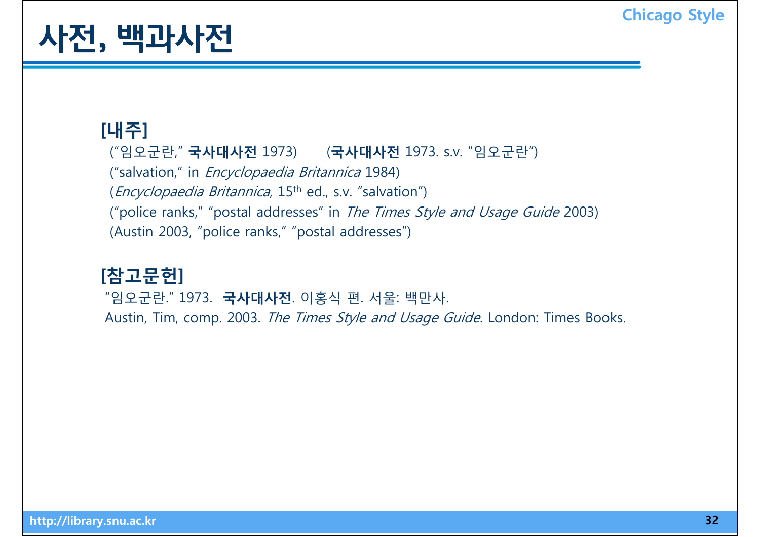# 사전, 백과사전

**[내주]**

(“임오군란,” **국사대사전** 1973)　　(**국사대사전** 1973. s.v. “임오군란”)

(“salvation,” in *Encyclopaedia Britannica* 1984)

(*Encyclopaedia Britannica*, 15th ed., s.v. “salvation”)

(“police ranks,” “postal addresses” in *The Times Style and Usage Guide* 2003)

(Austin 2003, “police ranks,” “postal addresses”)

**[참고문헌]**

“임오군란.” 1973. **국사대사전**. 이홍식 편. 서울: 백만사.

Austin, Tim, comp. 2003. *The Times Style and Usage Guide*. London: Times Books.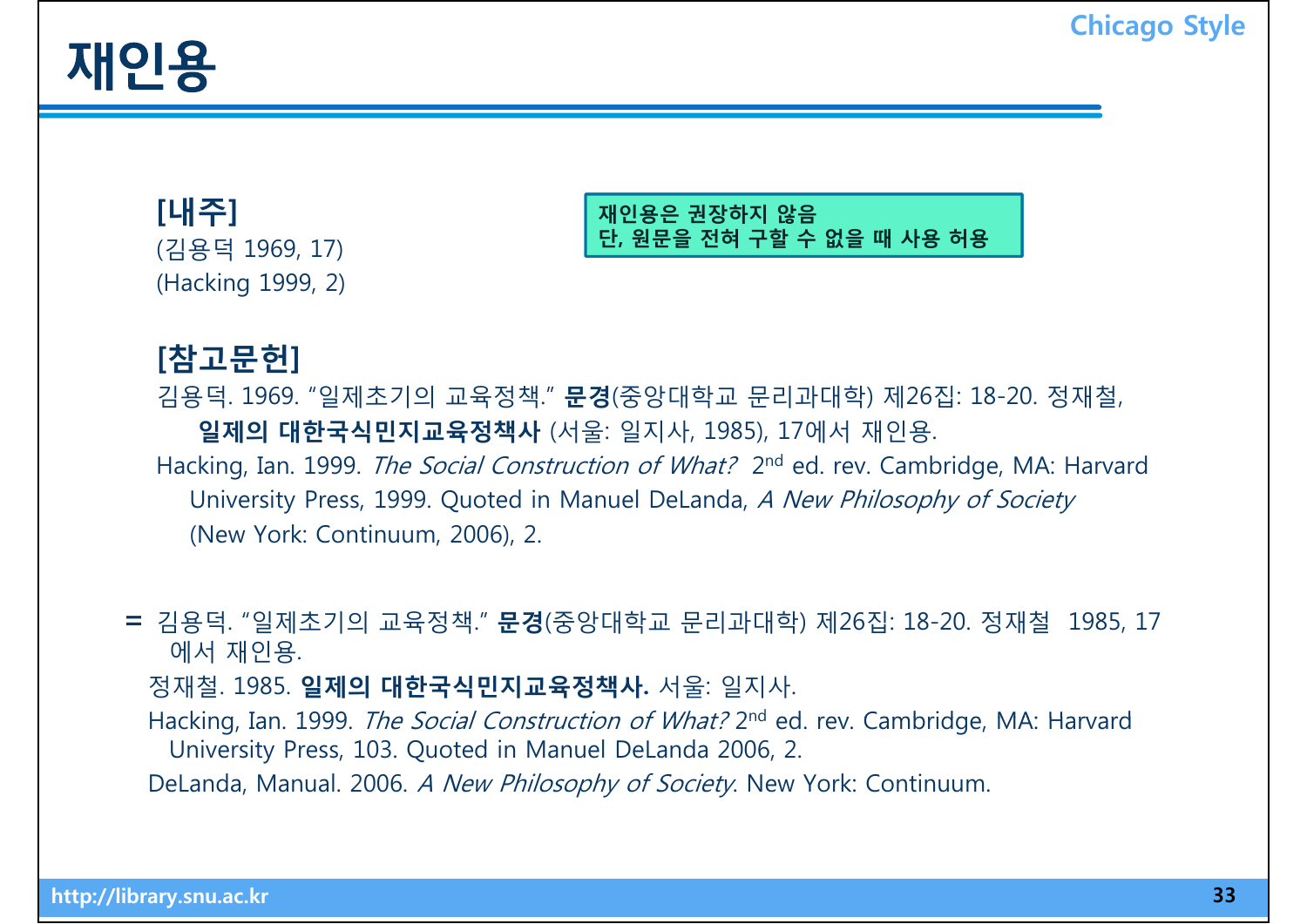# 재인용

**[내주]**

(김용덕 1969, 17)

(Hacking 1999, 2)

**재인용은 권장하지 않음**
**단, 원문을 전혀 구할 수 없을 때 사용 허용**

**[참고문헌]**

김용덕. 1969. "일제초기의 교육정책." **문경**(중앙대학교 문리과대학) 제26집: 18-20. 정재철, **일제의 대한국식민지교육정책사** (서울: 일지사, 1985), 17에서 재인용.

Hacking, Ian. 1999. *The Social Construction of What?* 2nd ed. rev. Cambridge, MA: Harvard University Press, 1999. Quoted in Manuel DeLanda, *A New Philosophy of Society* (New York: Continuum, 2006), 2.

= 김용덕. "일제초기의 교육정책." **문경**(중앙대학교 문리과대학) 제26집: 18-20. 정재철 1985, 17에서 재인용.

정재철. 1985. **일제의 대한국식민지교육정책사.** 서울: 일지사.

Hacking, Ian. 1999. *The Social Construction of What?* 2nd ed. rev. Cambridge, MA: Harvard University Press, 103. Quoted in Manuel DeLanda 2006, 2.

DeLanda, Manual. 2006. *A New Philosophy of Society*. New York: Continuum.